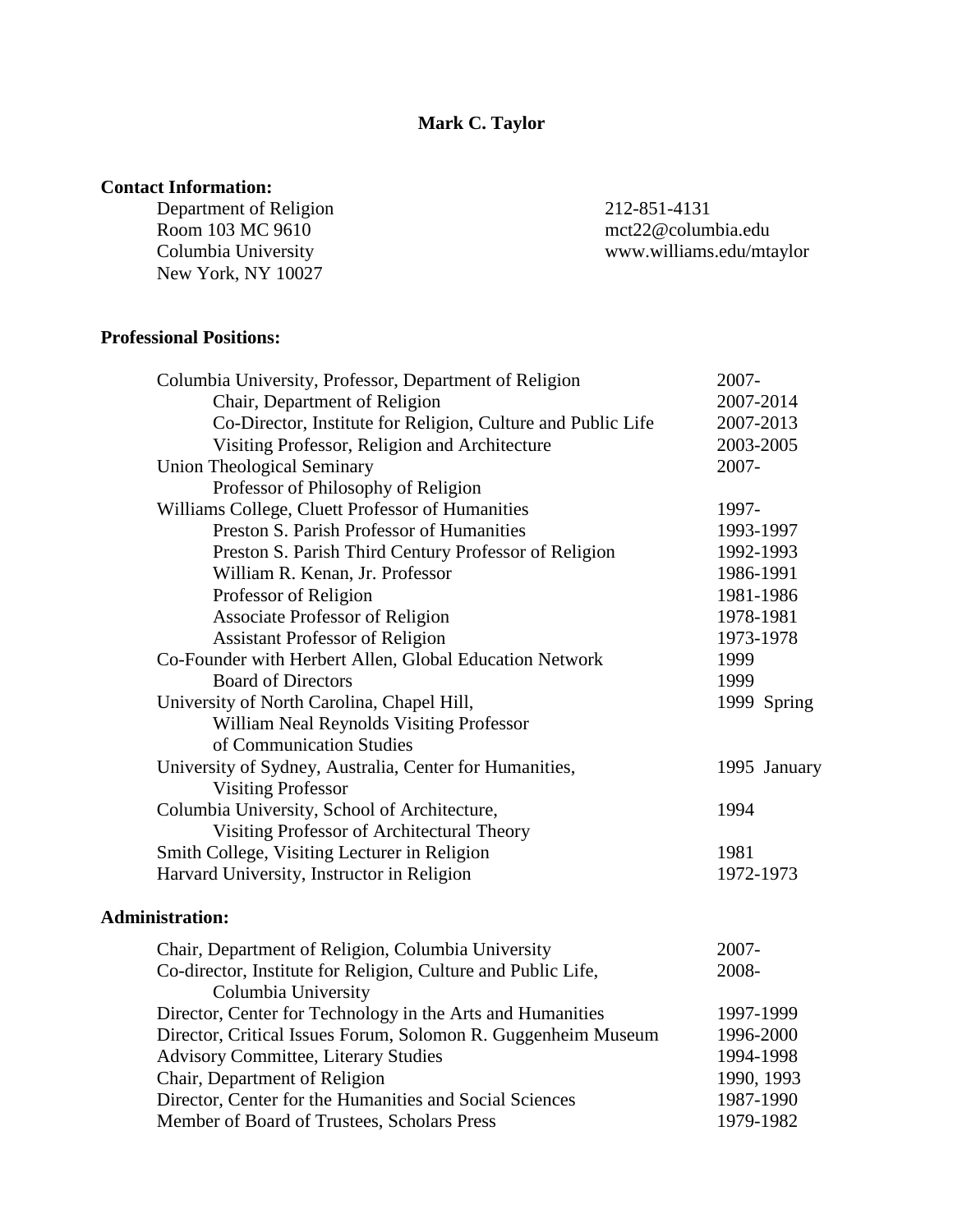# Mark C. Taylor

## Contact Information:

Department of Religion
Room 103 MC 9610
Columbia University
New York, NY 10027

212-851-4131
mct22@columbia.edu
www.williams.edu/mtaylor

## Professional Positions:

| | |
|---|---|
| Columbia University, Professor, Department of Religion | 2007- |
| Chair, Department of Religion | 2007-2014 |
| Co-Director, Institute for Religion, Culture and Public Life | 2007-2013 |
| Visiting Professor, Religion and Architecture | 2003-2005 |
| Union Theological Seminary | 2007- |
| Professor of Philosophy of Religion | |
| Williams College, Cluett Professor of Humanities | 1997- |
| Preston S. Parish Professor of Humanities | 1993-1997 |
| Preston S. Parish Third Century Professor of Religion | 1992-1993 |
| William R. Kenan, Jr. Professor | 1986-1991 |
| Professor of Religion | 1981-1986 |
| Associate Professor of Religion | 1978-1981 |
| Assistant Professor of Religion | 1973-1978 |
| Co-Founder with Herbert Allen, Global Education Network | 1999 |
| Board of Directors | 1999 |
| University of North Carolina, Chapel Hill, William Neal Reynolds Visiting Professor of Communication Studies | 1999 Spring |
| University of Sydney, Australia, Center for Humanities, Visiting Professor | 1995 January |
| Columbia University, School of Architecture, Visiting Professor of Architectural Theory | 1994 |
| Smith College, Visiting Lecturer in Religion | 1981 |
| Harvard University, Instructor in Religion | 1972-1973 |

## Administration:

| | |
|---|---|
| Chair, Department of Religion, Columbia University | 2007- |
| Co-director, Institute for Religion, Culture and Public Life, Columbia University | 2008- |
| Director, Center for Technology in the Arts and Humanities | 1997-1999 |
| Director, Critical Issues Forum, Solomon R. Guggenheim Museum | 1996-2000 |
| Advisory Committee, Literary Studies | 1994-1998 |
| Chair, Department of Religion | 1990, 1993 |
| Director, Center for the Humanities and Social Sciences | 1987-1990 |
| Member of Board of Trustees, Scholars Press | 1979-1982 |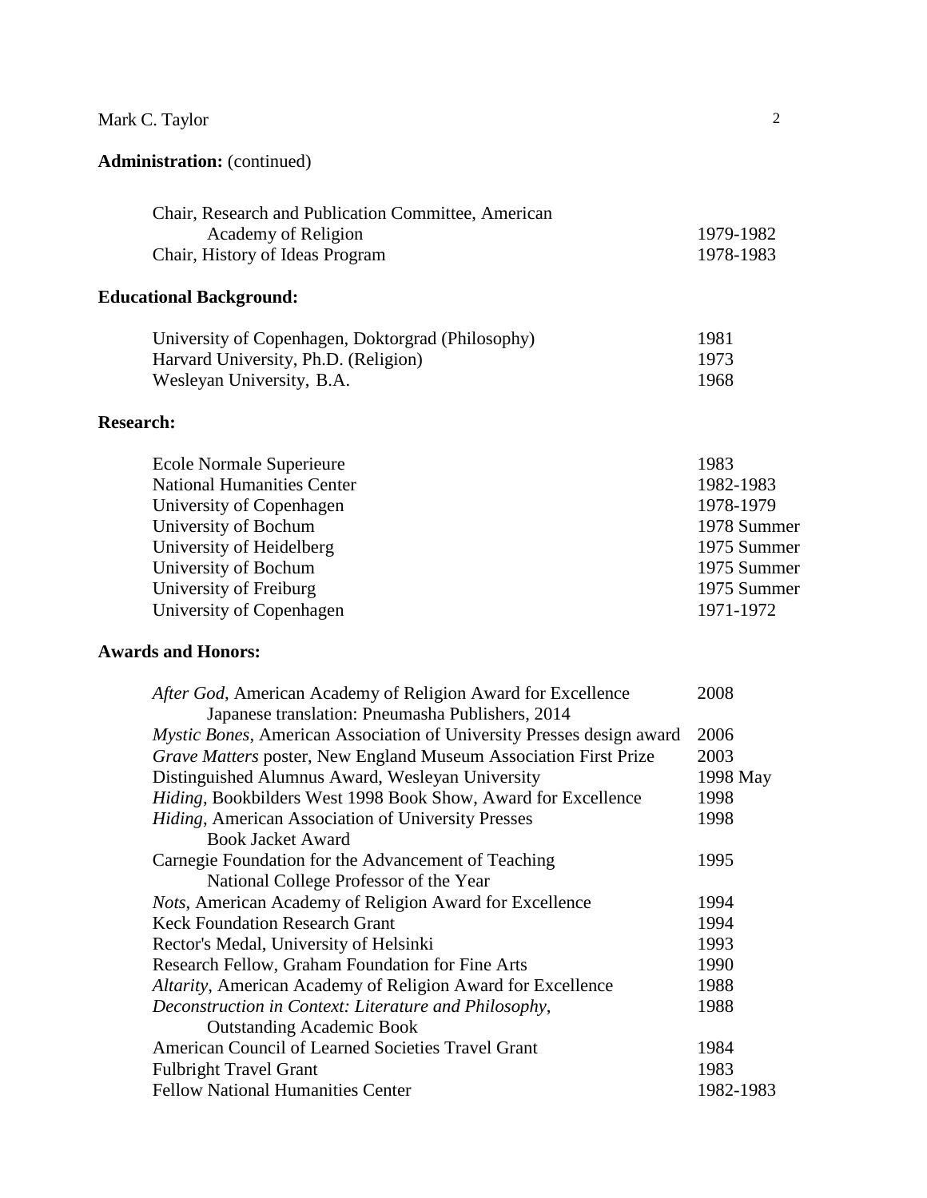**Administration:** (continued)

| | |
|---|---|
| Chair, Research and Publication Committee, American Academy of Religion | 1979-1982 |
| Chair, History of Ideas Program | 1978-1983 |

**Educational Background:**

| | |
|---|---|
| University of Copenhagen, Doktorgrad (Philosophy) | 1981 |
| Harvard University, Ph.D. (Religion) | 1973 |
| Wesleyan University, B.A. | 1968 |

**Research:**

| | |
|---|---|
| Ecole Normale Superieure | 1983 |
| National Humanities Center | 1982-1983 |
| University of Copenhagen | 1978-1979 |
| University of Bochum | 1978 Summer |
| University of Heidelberg | 1975 Summer |
| University of Bochum | 1975 Summer |
| University of Freiburg | 1975 Summer |
| University of Copenhagen | 1971-1972 |

**Awards and Honors:**

| | |
|---|---|
| *After God*, American Academy of Religion Award for Excellence<br>Japanese translation: Pneumasha Publishers, 2014 | 2008 |
| *Mystic Bones*, American Association of University Presses design award | 2006 |
| *Grave Matters* poster, New England Museum Association First Prize | 2003 |
| Distinguished Alumnus Award, Wesleyan University | 1998 May |
| *Hiding*, Bookbilders West 1998 Book Show, Award for Excellence | 1998 |
| *Hiding*, American Association of University Presses Book Jacket Award | 1998 |
| Carnegie Foundation for the Advancement of Teaching National College Professor of the Year | 1995 |
| *Nots*, American Academy of Religion Award for Excellence | 1994 |
| Keck Foundation Research Grant | 1994 |
| Rector's Medal, University of Helsinki | 1993 |
| Research Fellow, Graham Foundation for Fine Arts | 1990 |
| *Altarity*, American Academy of Religion Award for Excellence | 1988 |
| *Deconstruction in Context: Literature and Philosophy*, Outstanding Academic Book | 1988 |
| American Council of Learned Societies Travel Grant | 1984 |
| Fulbright Travel Grant | 1983 |
| Fellow National Humanities Center | 1982-1983 |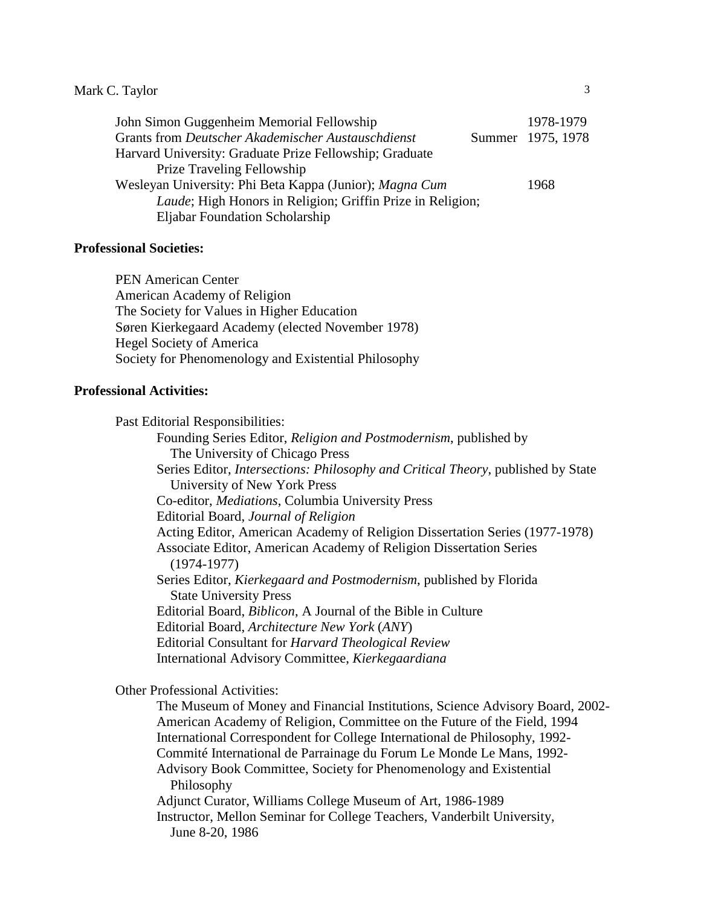John Simon Guggenheim Memorial Fellowship 1978-1979
Grants from *Deutscher Akademischer Austauschdienst* Summer 1975, 1978
Harvard University: Graduate Prize Fellowship; Graduate Prize Traveling Fellowship
Wesleyan University: Phi Beta Kappa (Junior); *Magna Cum Laude*; High Honors in Religion; Griffin Prize in Religion; Eljabar Foundation Scholarship 1968

**Professional Societies:**

PEN American Center
American Academy of Religion
The Society for Values in Higher Education
Søren Kierkegaard Academy (elected November 1978)
Hegel Society of America
Society for Phenomenology and Existential Philosophy

**Professional Activities:**

Past Editorial Responsibilities:

- Founding Series Editor, *Religion and Postmodernism*, published by The University of Chicago Press
- Series Editor, *Intersections: Philosophy and Critical Theory*, published by State University of New York Press
- Co-editor, *Mediations*, Columbia University Press
- Editorial Board, *Journal of Religion*
- Acting Editor, American Academy of Religion Dissertation Series (1977-1978)
- Associate Editor, American Academy of Religion Dissertation Series (1974-1977)
- Series Editor, *Kierkegaard and Postmodernism*, published by Florida State University Press
- Editorial Board, *Biblicon*, A Journal of the Bible in Culture
- Editorial Board, *Architecture New York* (*ANY*)
- Editorial Consultant for *Harvard Theological Review*
- International Advisory Committee, *Kierkegaardiana*

Other Professional Activities:

- The Museum of Money and Financial Institutions, Science Advisory Board, 2002-
- American Academy of Religion, Committee on the Future of the Field, 1994
- International Correspondent for College International de Philosophy, 1992-
- Commité International de Parrainage du Forum Le Monde Le Mans, 1992-
- Advisory Book Committee, Society for Phenomenology and Existential Philosophy
- Adjunct Curator, Williams College Museum of Art, 1986-1989
- Instructor, Mellon Seminar for College Teachers, Vanderbilt University, June 8-20, 1986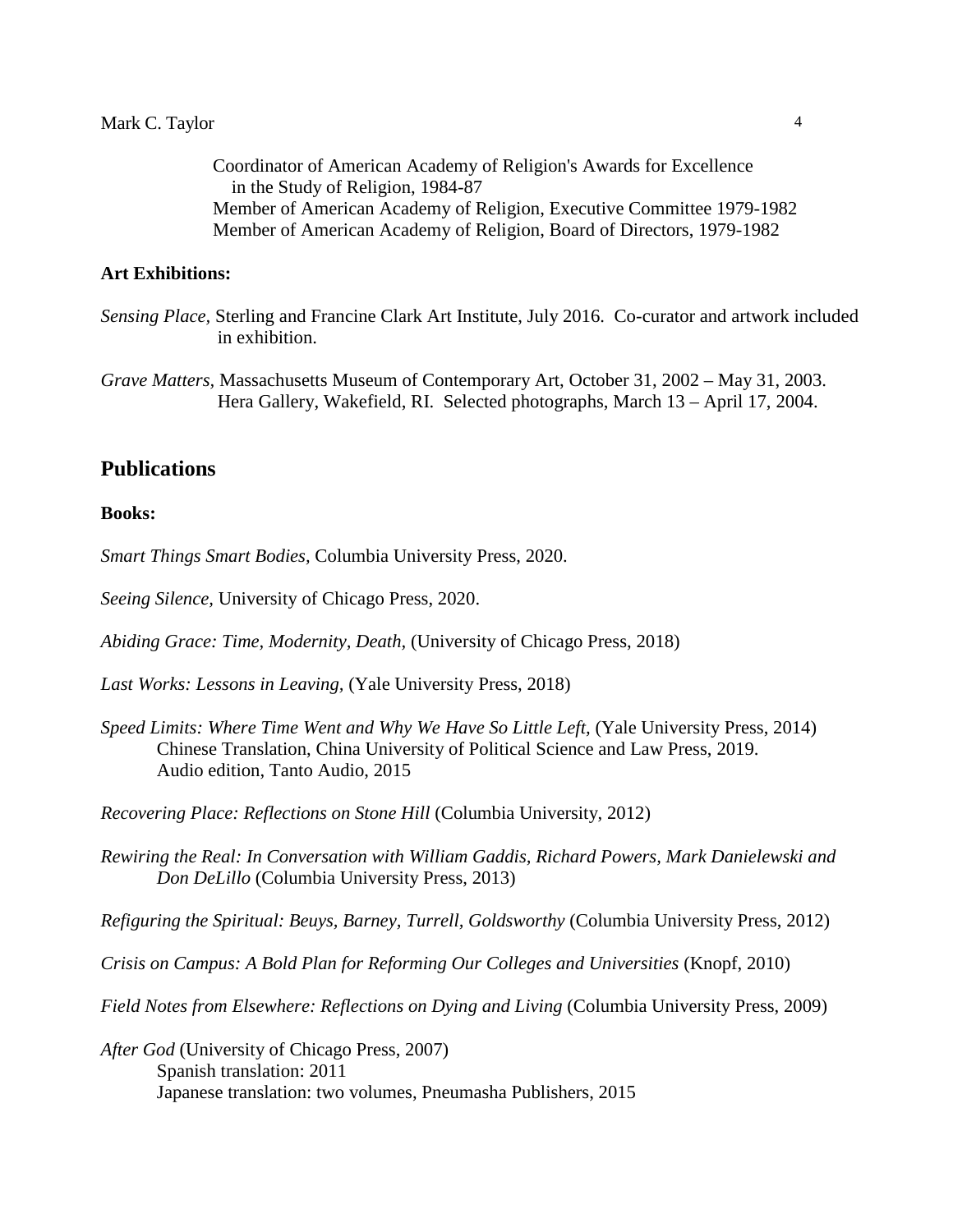Coordinator of American Academy of Religion's Awards for Excellence in the Study of Religion, 1984-87
Member of American Academy of Religion, Executive Committee 1979-1982
Member of American Academy of Religion, Board of Directors, 1979-1982

**Art Exhibitions:**

*Sensing Place,* Sterling and Francine Clark Art Institute, July 2016. Co-curator and artwork included in exhibition.

*Grave Matters,* Massachusetts Museum of Contemporary Art, October 31, 2002 – May 31, 2003. Hera Gallery, Wakefield, RI. Selected photographs, March 13 – April 17, 2004.

## Publications

**Books:**

*Smart Things Smart Bodies,* Columbia University Press, 2020.

*Seeing Silence,* University of Chicago Press, 2020.

*Abiding Grace: Time, Modernity, Death,* (University of Chicago Press, 2018)

*Last Works: Lessons in Leaving,* (Yale University Press, 2018)

*Speed Limits: Where Time Went and Why We Have So Little Left,* (Yale University Press, 2014)
Chinese Translation, China University of Political Science and Law Press, 2019.
Audio edition, Tanto Audio, 2015

*Recovering Place: Reflections on Stone Hill* (Columbia University, 2012)

*Rewiring the Real: In Conversation with William Gaddis, Richard Powers, Mark Danielewski and Don DeLillo* (Columbia University Press, 2013)

*Refiguring the Spiritual: Beuys, Barney, Turrell, Goldsworthy* (Columbia University Press, 2012)

*Crisis on Campus: A Bold Plan for Reforming Our Colleges and Universities* (Knopf, 2010)

*Field Notes from Elsewhere: Reflections on Dying and Living* (Columbia University Press, 2009)

*After God* (University of Chicago Press, 2007)
Spanish translation: 2011
Japanese translation: two volumes, Pneumasha Publishers, 2015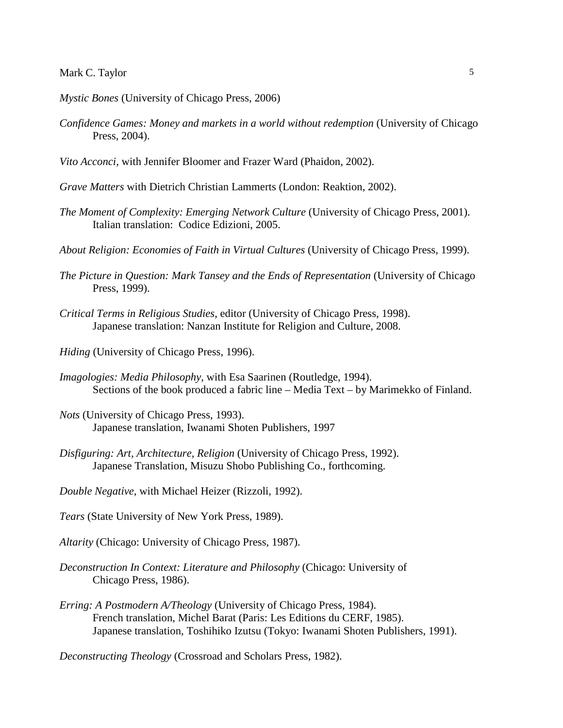*Mystic Bones* (University of Chicago Press, 2006)

*Confidence Games: Money and markets in a world without redemption* (University of Chicago Press, 2004).

*Vito Acconci,* with Jennifer Bloomer and Frazer Ward (Phaidon, 2002).

*Grave Matters* with Dietrich Christian Lammerts (London: Reaktion, 2002).

*The Moment of Complexity: Emerging Network Culture* (University of Chicago Press, 2001).
Italian translation: Codice Edizioni, 2005.

*About Religion: Economies of Faith in Virtual Cultures* (University of Chicago Press, 1999).

*The Picture in Question: Mark Tansey and the Ends of Representation* (University of Chicago Press, 1999).

*Critical Terms in Religious Studies*, editor (University of Chicago Press, 1998).
Japanese translation: Nanzan Institute for Religion and Culture, 2008.

*Hiding* (University of Chicago Press, 1996).

*Imagologies: Media Philosophy*, with Esa Saarinen (Routledge, 1994).
Sections of the book produced a fabric line – Media Text – by Marimekko of Finland.

*Nots* (University of Chicago Press, 1993).
Japanese translation, Iwanami Shoten Publishers, 1997

*Disfiguring: Art, Architecture, Religion* (University of Chicago Press, 1992).
Japanese Translation, Misuzu Shobo Publishing Co., forthcoming.

*Double Negative*, with Michael Heizer (Rizzoli, 1992).

*Tears* (State University of New York Press, 1989).

*Altarity* (Chicago: University of Chicago Press, 1987).

*Deconstruction In Context: Literature and Philosophy* (Chicago: University of Chicago Press, 1986).

*Erring: A Postmodern A/Theology* (University of Chicago Press, 1984).
French translation, Michel Barat (Paris: Les Editions du CERF, 1985).
Japanese translation, Toshihiko Izutsu (Tokyo: Iwanami Shoten Publishers, 1991).

*Deconstructing Theology* (Crossroad and Scholars Press, 1982).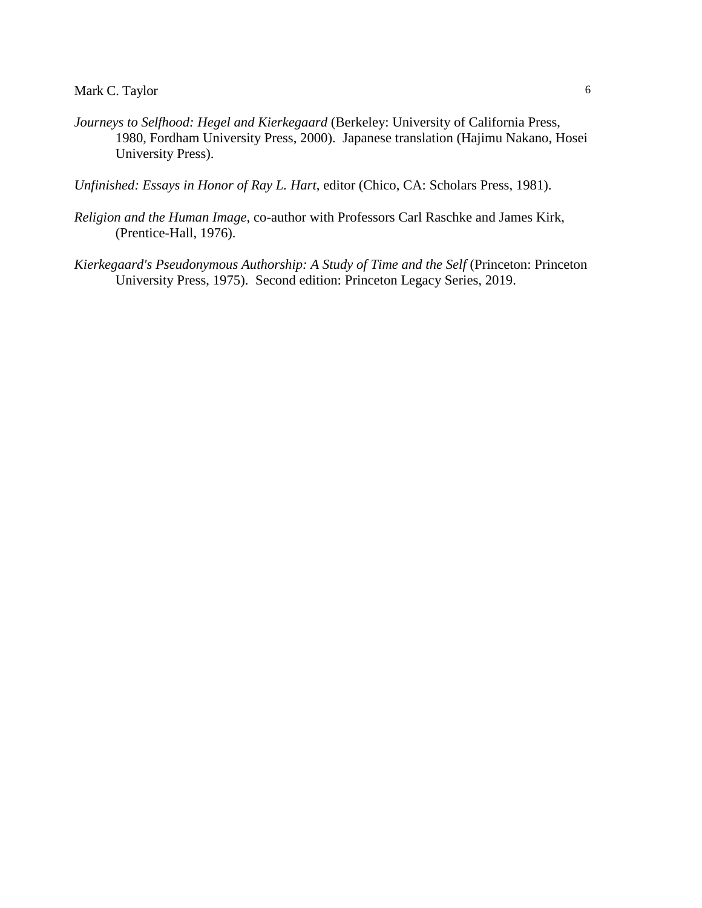*Journeys to Selfhood: Hegel and Kierkegaard* (Berkeley: University of California Press, 1980, Fordham University Press, 2000). Japanese translation (Hajimu Nakano, Hosei University Press).

*Unfinished: Essays in Honor of Ray L. Hart*, editor (Chico, CA: Scholars Press, 1981).

*Religion and the Human Image*, co-author with Professors Carl Raschke and James Kirk, (Prentice-Hall, 1976).

*Kierkegaard's Pseudonymous Authorship: A Study of Time and the Self* (Princeton: Princeton University Press, 1975). Second edition: Princeton Legacy Series, 2019.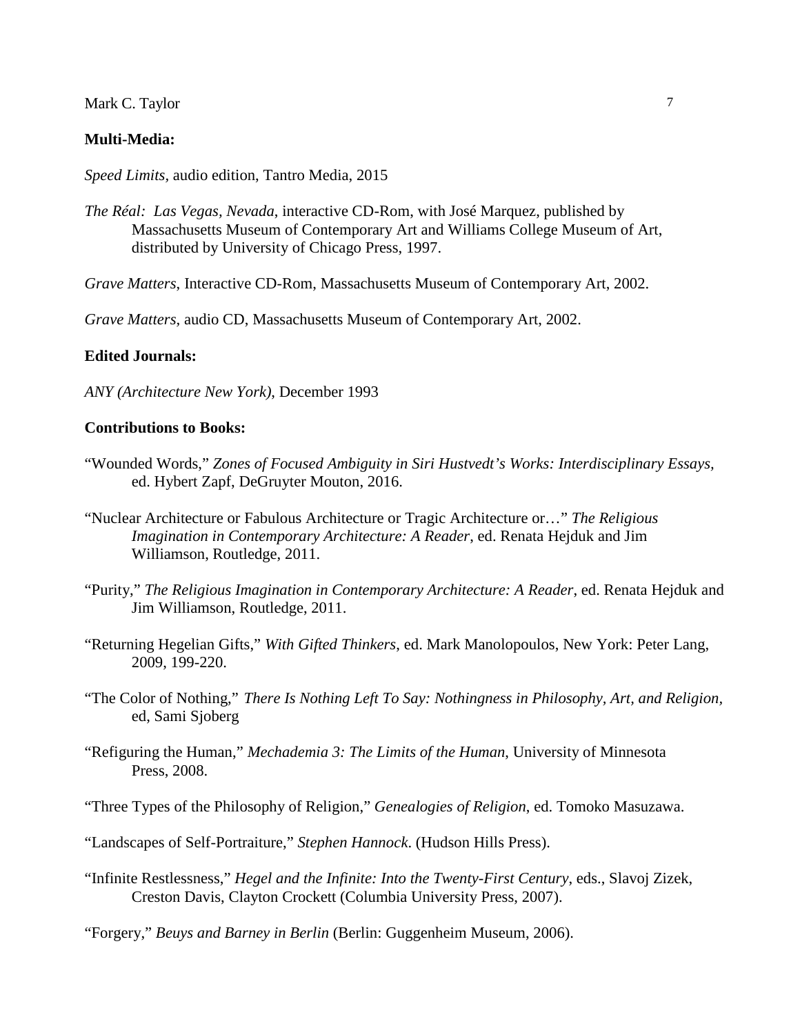**Multi-Media:**

*Speed Limits*, audio edition, Tantro Media, 2015

*The Réal: Las Vegas, Nevada*, interactive CD-Rom, with José Marquez, published by Massachusetts Museum of Contemporary Art and Williams College Museum of Art, distributed by University of Chicago Press, 1997.

*Grave Matters*, Interactive CD-Rom, Massachusetts Museum of Contemporary Art, 2002.

*Grave Matters*, audio CD, Massachusetts Museum of Contemporary Art, 2002.

**Edited Journals:**

*ANY (Architecture New York)*, December 1993

**Contributions to Books:**

"Wounded Words," *Zones of Focused Ambiguity in Siri Hustvedt's Works: Interdisciplinary Essays*, ed. Hybert Zapf, DeGruyter Mouton, 2016.

"Nuclear Architecture or Fabulous Architecture or Tragic Architecture or…" *The Religious Imagination in Contemporary Architecture: A Reader*, ed. Renata Hejduk and Jim Williamson, Routledge, 2011.

"Purity," *The Religious Imagination in Contemporary Architecture: A Reader*, ed. Renata Hejduk and Jim Williamson, Routledge, 2011.

"Returning Hegelian Gifts," *With Gifted Thinkers*, ed. Mark Manolopoulos, New York: Peter Lang, 2009, 199-220.

"The Color of Nothing," *There Is Nothing Left To Say: Nothingness in Philosophy, Art, and Religion,* ed, Sami Sjoberg

"Refiguring the Human," *Mechademia 3: The Limits of the Human*, University of Minnesota Press, 2008.

"Three Types of the Philosophy of Religion," *Genealogies of Religion*, ed. Tomoko Masuzawa.

"Landscapes of Self-Portraiture," *Stephen Hannock*. (Hudson Hills Press).

"Infinite Restlessness," *Hegel and the Infinite: Into the Twenty-First Century*, eds., Slavoj Zizek, Creston Davis, Clayton Crockett (Columbia University Press, 2007).

"Forgery," *Beuys and Barney in Berlin* (Berlin: Guggenheim Museum, 2006).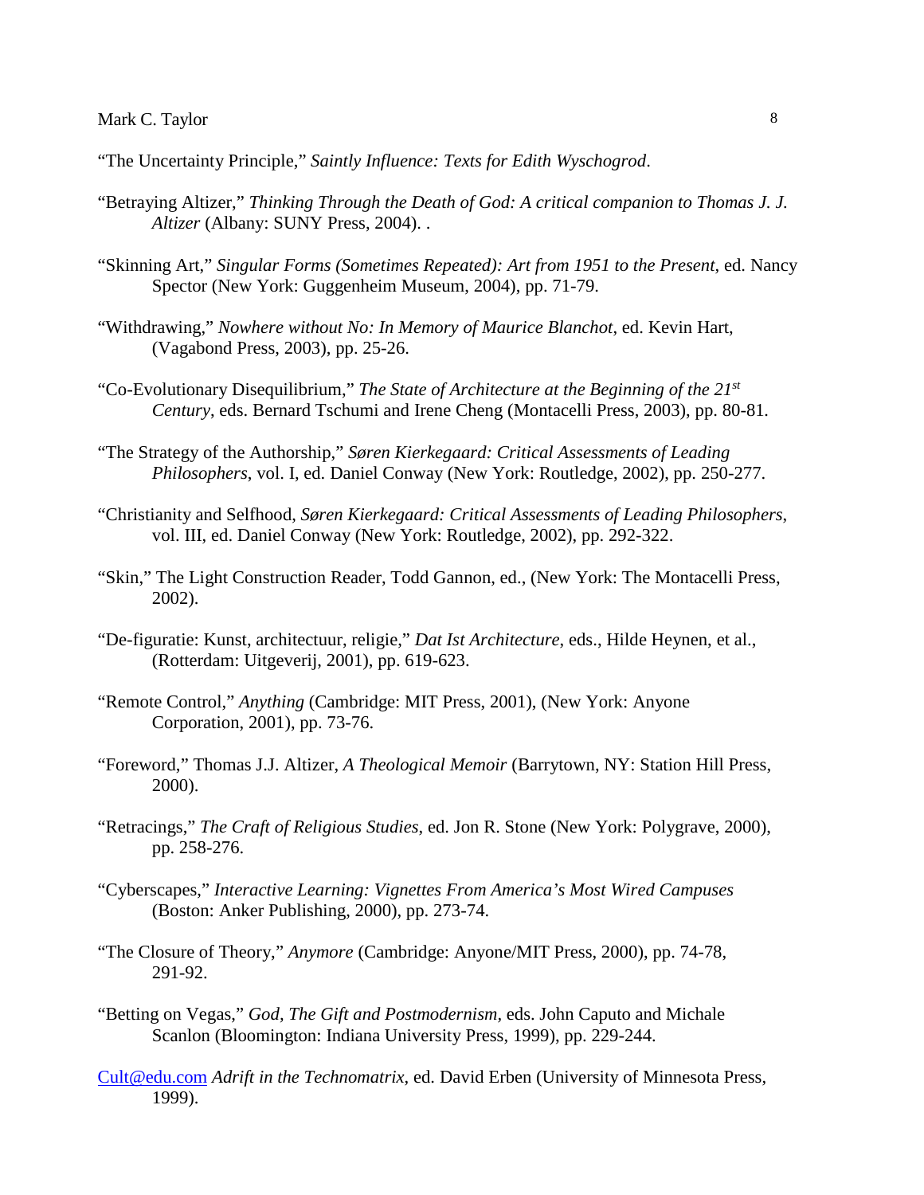"The Uncertainty Principle," *Saintly Influence: Texts for Edith Wyschogrod*.

"Betraying Altizer," *Thinking Through the Death of God: A critical companion to Thomas J. J. Altizer* (Albany: SUNY Press, 2004). .

"Skinning Art," *Singular Forms (Sometimes Repeated): Art from 1951 to the Present*, ed. Nancy Spector (New York: Guggenheim Museum, 2004), pp. 71-79.

"Withdrawing," *Nowhere without No: In Memory of Maurice Blanchot*, ed. Kevin Hart, (Vagabond Press, 2003), pp. 25-26.

"Co-Evolutionary Disequilibrium," *The State of Architecture at the Beginning of the 21st Century*, eds. Bernard Tschumi and Irene Cheng (Montacelli Press, 2003), pp. 80-81.

"The Strategy of the Authorship," *Søren Kierkegaard: Critical Assessments of Leading Philosophers*, vol. I, ed. Daniel Conway (New York: Routledge, 2002), pp. 250-277.

"Christianity and Selfhood, *Søren Kierkegaard: Critical Assessments of Leading Philosophers*, vol. III, ed. Daniel Conway (New York: Routledge, 2002), pp. 292-322.

"Skin," The Light Construction Reader, Todd Gannon, ed., (New York: The Montacelli Press, 2002).

"De-figuratie: Kunst, architectuur, religie," *Dat Ist Architecture*, eds., Hilde Heynen, et al., (Rotterdam: Uitgeverij, 2001), pp. 619-623.

"Remote Control," *Anything* (Cambridge: MIT Press, 2001), (New York: Anyone Corporation, 2001), pp. 73-76.

"Foreword," Thomas J.J. Altizer, *A Theological Memoir* (Barrytown, NY: Station Hill Press, 2000).

"Retracings," *The Craft of Religious Studies*, ed. Jon R. Stone (New York: Polygrave, 2000), pp. 258-276.

"Cyberscapes," *Interactive Learning: Vignettes From America's Most Wired Campuses* (Boston: Anker Publishing, 2000), pp. 273-74.

"The Closure of Theory," *Anymore* (Cambridge: Anyone/MIT Press, 2000), pp. 74-78, 291-92.

"Betting on Vegas," *God, The Gift and Postmodernism*, eds. John Caputo and Michale Scanlon (Bloomington: Indiana University Press, 1999), pp. 229-244.

Cult@edu.com *Adrift in the Technomatrix*, ed. David Erben (University of Minnesota Press, 1999).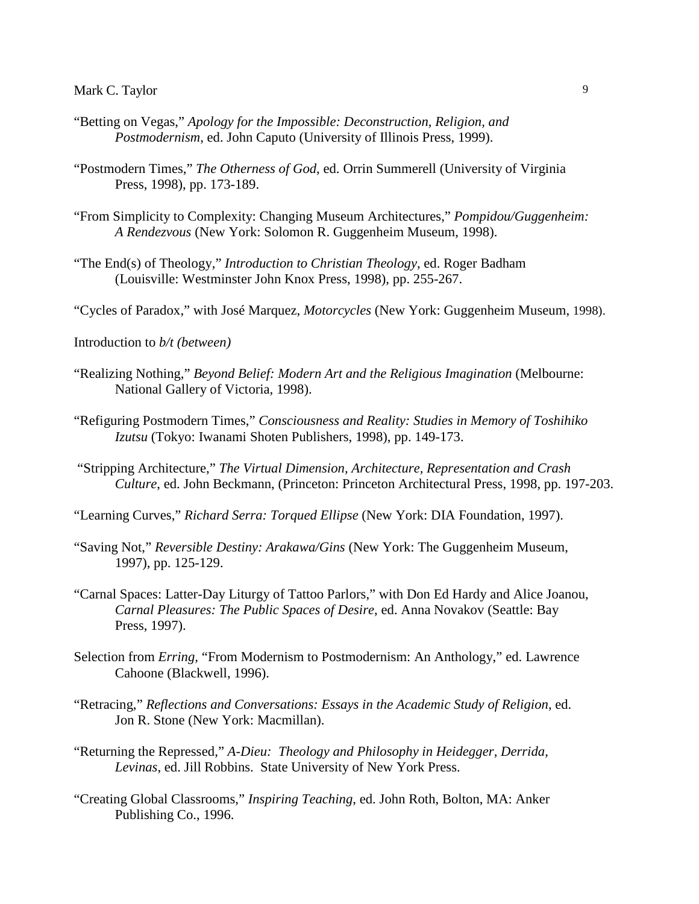"Betting on Vegas," *Apology for the Impossible: Deconstruction, Religion, and Postmodernism*, ed. John Caputo (University of Illinois Press, 1999).

"Postmodern Times," *The Otherness of God*, ed. Orrin Summerell (University of Virginia Press, 1998), pp. 173-189.

"From Simplicity to Complexity: Changing Museum Architectures," *Pompidou/Guggenheim: A Rendezvous* (New York: Solomon R. Guggenheim Museum, 1998).

"The End(s) of Theology," *Introduction to Christian Theology*, ed. Roger Badham (Louisville: Westminster John Knox Press, 1998), pp. 255-267.

"Cycles of Paradox," with José Marquez, *Motorcycles* (New York: Guggenheim Museum, 1998).

Introduction to *b/t (between)*

"Realizing Nothing," *Beyond Belief: Modern Art and the Religious Imagination* (Melbourne: National Gallery of Victoria, 1998).

"Refiguring Postmodern Times," *Consciousness and Reality: Studies in Memory of Toshihiko Izutsu* (Tokyo: Iwanami Shoten Publishers, 1998), pp. 149-173.

"Stripping Architecture," *The Virtual Dimension, Architecture, Representation and Crash Culture*, ed. John Beckmann, (Princeton: Princeton Architectural Press, 1998, pp. 197-203.

"Learning Curves," *Richard Serra: Torqued Ellipse* (New York: DIA Foundation, 1997).

"Saving Not," *Reversible Destiny: Arakawa/Gins* (New York: The Guggenheim Museum, 1997), pp. 125-129.

"Carnal Spaces: Latter-Day Liturgy of Tattoo Parlors," with Don Ed Hardy and Alice Joanou, *Carnal Pleasures: The Public Spaces of Desire*, ed. Anna Novakov (Seattle: Bay Press, 1997).

Selection from *Erring*, "From Modernism to Postmodernism: An Anthology," ed. Lawrence Cahoone (Blackwell, 1996).

"Retracing," *Reflections and Conversations: Essays in the Academic Study of Religion*, ed. Jon R. Stone (New York: Macmillan).

"Returning the Repressed," *A-Dieu: Theology and Philosophy in Heidegger, Derrida, Levinas*, ed. Jill Robbins. State University of New York Press.

"Creating Global Classrooms," *Inspiring Teaching*, ed. John Roth, Bolton, MA: Anker Publishing Co., 1996.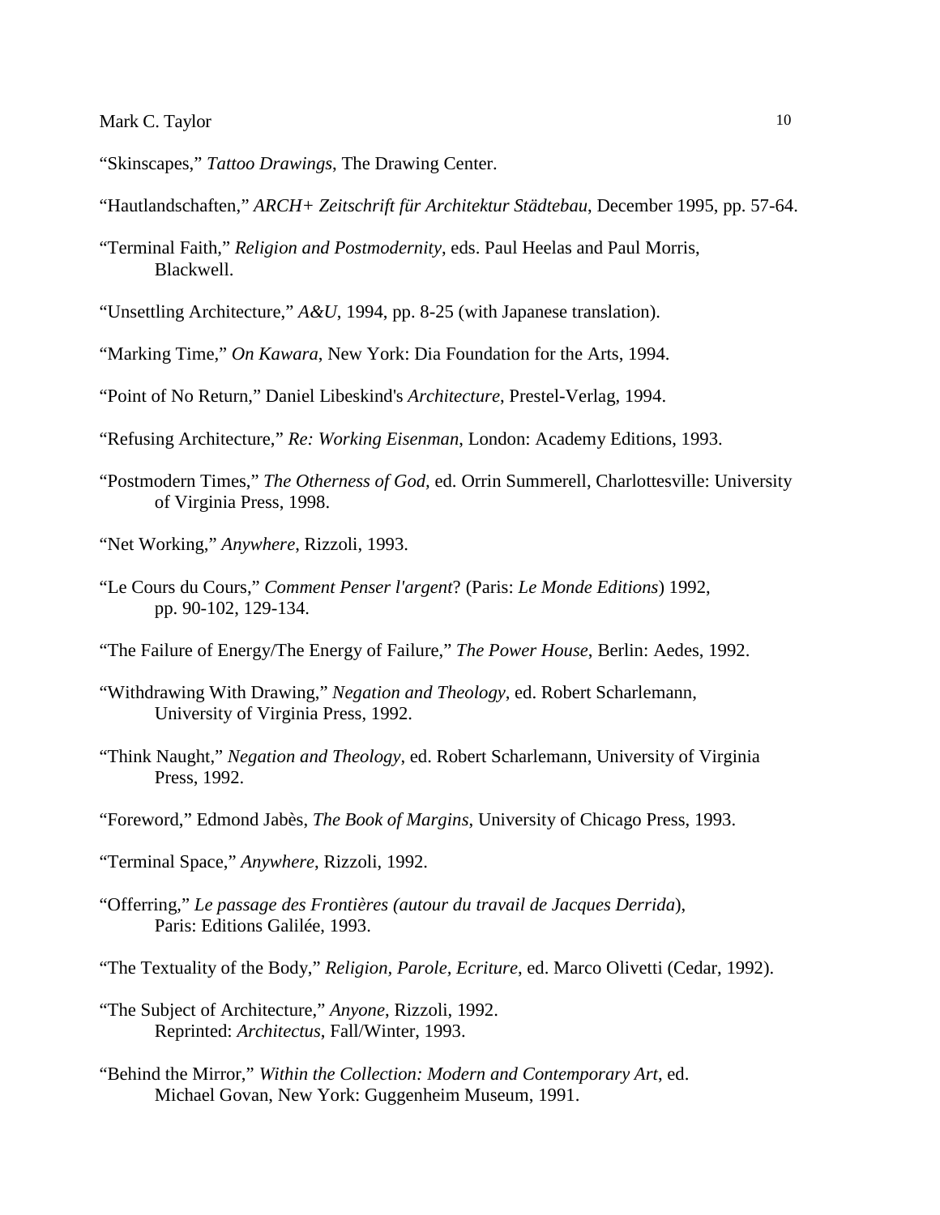"Skinscapes," *Tattoo Drawings*, The Drawing Center.

"Hautlandschaften," *ARCH+ Zeitschrift für Architektur Städtebau*, December 1995, pp. 57-64.

"Terminal Faith," *Religion and Postmodernity*, eds. Paul Heelas and Paul Morris, Blackwell.

"Unsettling Architecture," *A&U*, 1994, pp. 8-25 (with Japanese translation).

"Marking Time," *On Kawara*, New York: Dia Foundation for the Arts, 1994.

"Point of No Return," Daniel Libeskind's *Architecture*, Prestel-Verlag, 1994.

"Refusing Architecture," *Re: Working Eisenman*, London: Academy Editions, 1993.

"Postmodern Times," *The Otherness of God*, ed. Orrin Summerell, Charlottesville: University of Virginia Press, 1998.

"Net Working," *Anywhere*, Rizzoli, 1993.

"Le Cours du Cours," *Comment Penser l'argent*? (Paris: *Le Monde Editions*) 1992, pp. 90-102, 129-134.

"The Failure of Energy/The Energy of Failure," *The Power House*, Berlin: Aedes, 1992.

"Withdrawing With Drawing," *Negation and Theology*, ed. Robert Scharlemann, University of Virginia Press, 1992.

"Think Naught," *Negation and Theology*, ed. Robert Scharlemann, University of Virginia Press, 1992.

"Foreword," Edmond Jabès, *The Book of Margins*, University of Chicago Press, 1993.

"Terminal Space," *Anywhere*, Rizzoli, 1992.

"Offerring," *Le passage des Frontières (autour du travail de Jacques Derrida*), Paris: Editions Galilée, 1993.

"The Textuality of the Body," *Religion, Parole, Ecriture*, ed. Marco Olivetti (Cedar, 1992).

"The Subject of Architecture," *Anyone*, Rizzoli, 1992.
Reprinted: *Architectus*, Fall/Winter, 1993.

"Behind the Mirror," *Within the Collection: Modern and Contemporary Art*, ed. Michael Govan, New York: Guggenheim Museum, 1991.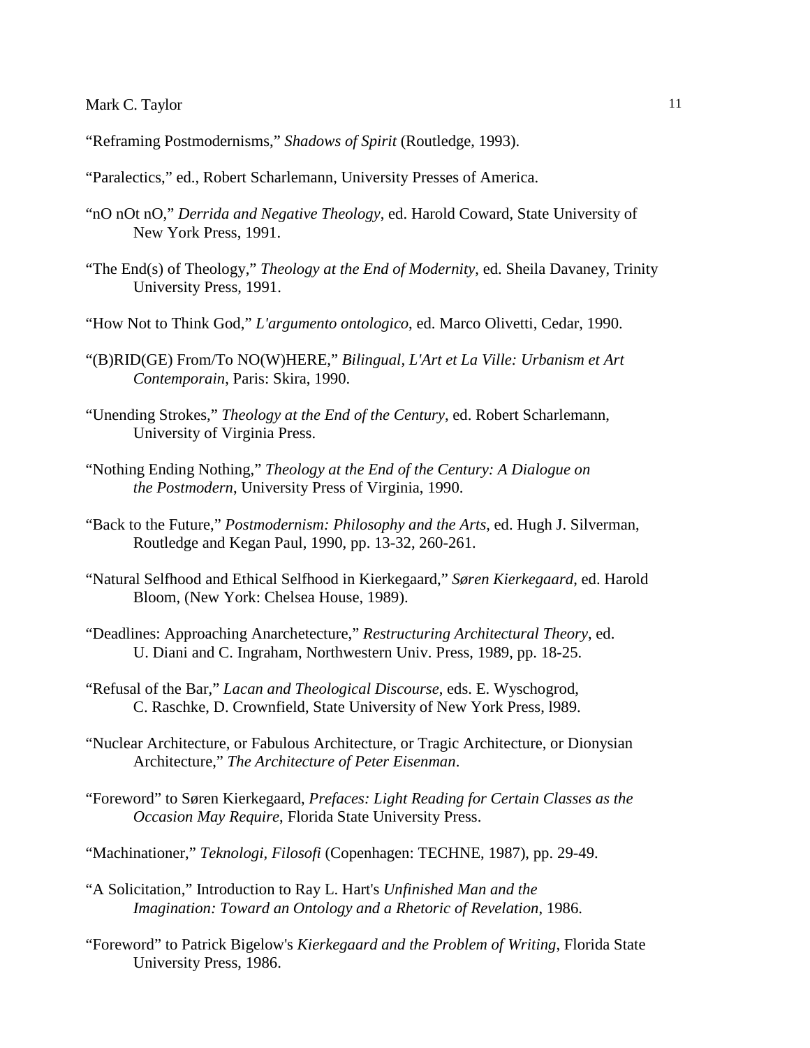"Reframing Postmodernisms," *Shadows of Spirit* (Routledge, 1993).

"Paralectics," ed., Robert Scharlemann, University Presses of America.

"nO nOt nO," *Derrida and Negative Theology*, ed. Harold Coward, State University of New York Press, 1991.

"The End(s) of Theology," *Theology at the End of Modernity*, ed. Sheila Davaney, Trinity University Press, 1991.

"How Not to Think God," *L'argumento ontologico*, ed. Marco Olivetti, Cedar, 1990.

"(B)RID(GE) From/To NO(W)HERE," *Bilingual, L'Art et La Ville: Urbanism et Art Contemporain*, Paris: Skira, 1990.

"Unending Strokes," *Theology at the End of the Century*, ed. Robert Scharlemann, University of Virginia Press.

"Nothing Ending Nothing," *Theology at the End of the Century: A Dialogue on the Postmodern*, University Press of Virginia, 1990.

"Back to the Future," *Postmodernism: Philosophy and the Arts*, ed. Hugh J. Silverman, Routledge and Kegan Paul, 1990, pp. 13-32, 260-261.

"Natural Selfhood and Ethical Selfhood in Kierkegaard," *Søren Kierkegaard*, ed. Harold Bloom, (New York: Chelsea House, 1989).

"Deadlines: Approaching Anarchetecture," *Restructuring Architectural Theory*, ed. U. Diani and C. Ingraham, Northwestern Univ. Press, 1989, pp. 18-25.

"Refusal of the Bar," *Lacan and Theological Discourse*, eds. E. Wyschogrod, C. Raschke, D. Crownfield, State University of New York Press, l989.

"Nuclear Architecture, or Fabulous Architecture, or Tragic Architecture, or Dionysian Architecture," *The Architecture of Peter Eisenman*.

"Foreword" to Søren Kierkegaard, *Prefaces: Light Reading for Certain Classes as the Occasion May Require*, Florida State University Press.

"Machinationer," *Teknologi, Filosofi* (Copenhagen: TECHNE, 1987), pp. 29-49.

"A Solicitation," Introduction to Ray L. Hart's *Unfinished Man and the Imagination: Toward an Ontology and a Rhetoric of Revelation*, 1986.

"Foreword" to Patrick Bigelow's *Kierkegaard and the Problem of Writing*, Florida State University Press, 1986.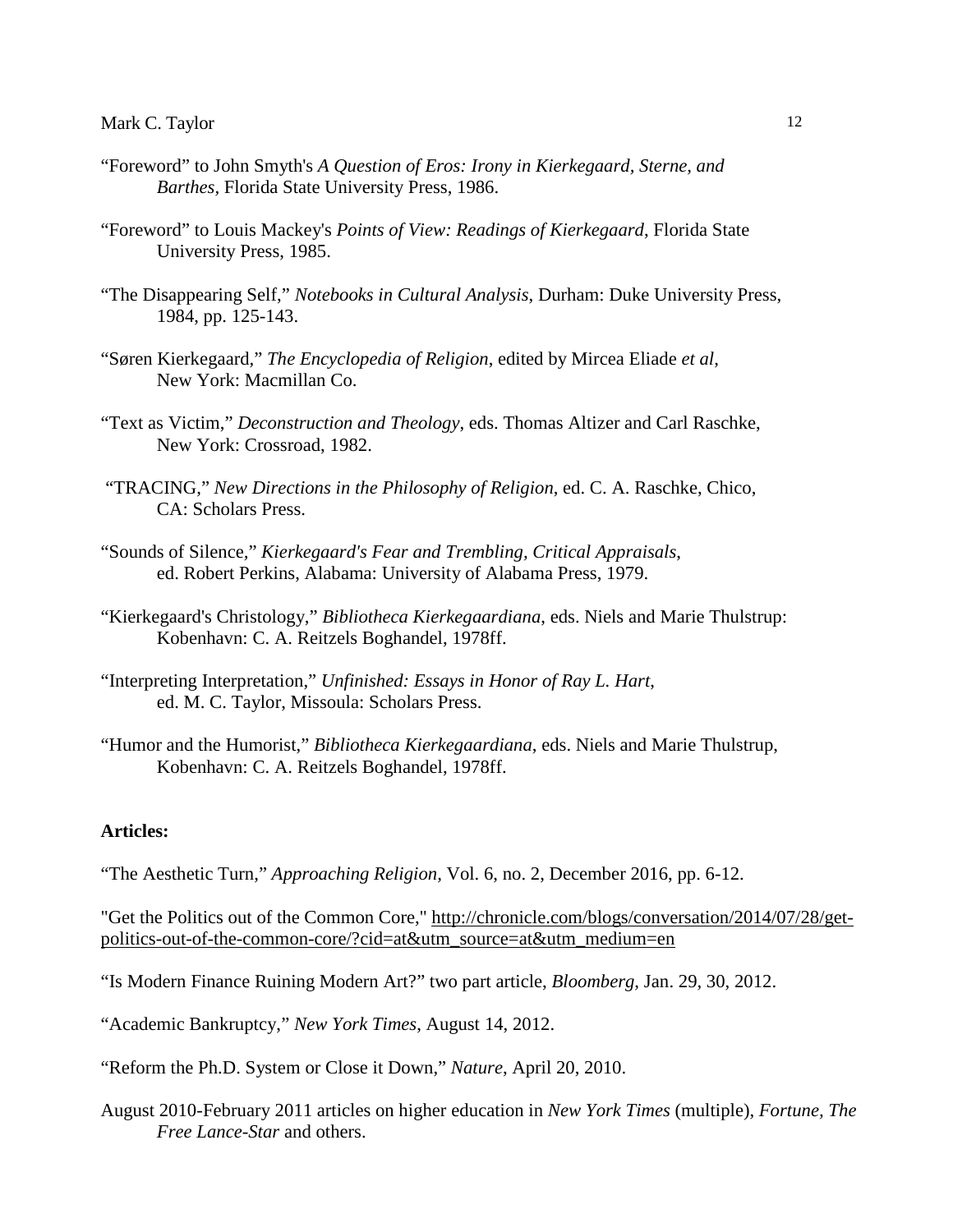"Foreword" to John Smyth's *A Question of Eros: Irony in Kierkegaard, Sterne, and Barthes*, Florida State University Press, 1986.

"Foreword" to Louis Mackey's *Points of View: Readings of Kierkegaard*, Florida State University Press, 1985.

"The Disappearing Self," *Notebooks in Cultural Analysis*, Durham: Duke University Press, 1984, pp. 125-143.

"Søren Kierkegaard," *The Encyclopedia of Religion*, edited by Mircea Eliade *et al*, New York: Macmillan Co.

"Text as Victim," *Deconstruction and Theology*, eds. Thomas Altizer and Carl Raschke, New York: Crossroad, 1982.

"TRACING," *New Directions in the Philosophy of Religion*, ed. C. A. Raschke, Chico, CA: Scholars Press.

"Sounds of Silence," *Kierkegaard's Fear and Trembling, Critical Appraisals*, ed. Robert Perkins, Alabama: University of Alabama Press, 1979.

"Kierkegaard's Christology," *Bibliotheca Kierkegaardiana*, eds. Niels and Marie Thulstrup: Kobenhavn: C. A. Reitzels Boghandel, 1978ff.

"Interpreting Interpretation," *Unfinished: Essays in Honor of Ray L. Hart*, ed. M. C. Taylor, Missoula: Scholars Press.

"Humor and the Humorist," *Bibliotheca Kierkegaardiana*, eds. Niels and Marie Thulstrup, Kobenhavn: C. A. Reitzels Boghandel, 1978ff.

**Articles:**

"The Aesthetic Turn," *Approaching Religion*, Vol. 6, no. 2, December 2016, pp. 6-12.

"Get the Politics out of the Common Core," http://chronicle.com/blogs/conversation/2014/07/28/get-politics-out-of-the-common-core/?cid=at&utm_source=at&utm_medium=en

"Is Modern Finance Ruining Modern Art?" two part article, *Bloomberg*, Jan. 29, 30, 2012.

"Academic Bankruptcy," *New York Times*, August 14, 2012.

"Reform the Ph.D. System or Close it Down," *Nature*, April 20, 2010.

August 2010-February 2011 articles on higher education in *New York Times* (multiple), *Fortune, The Free Lance-Star* and others.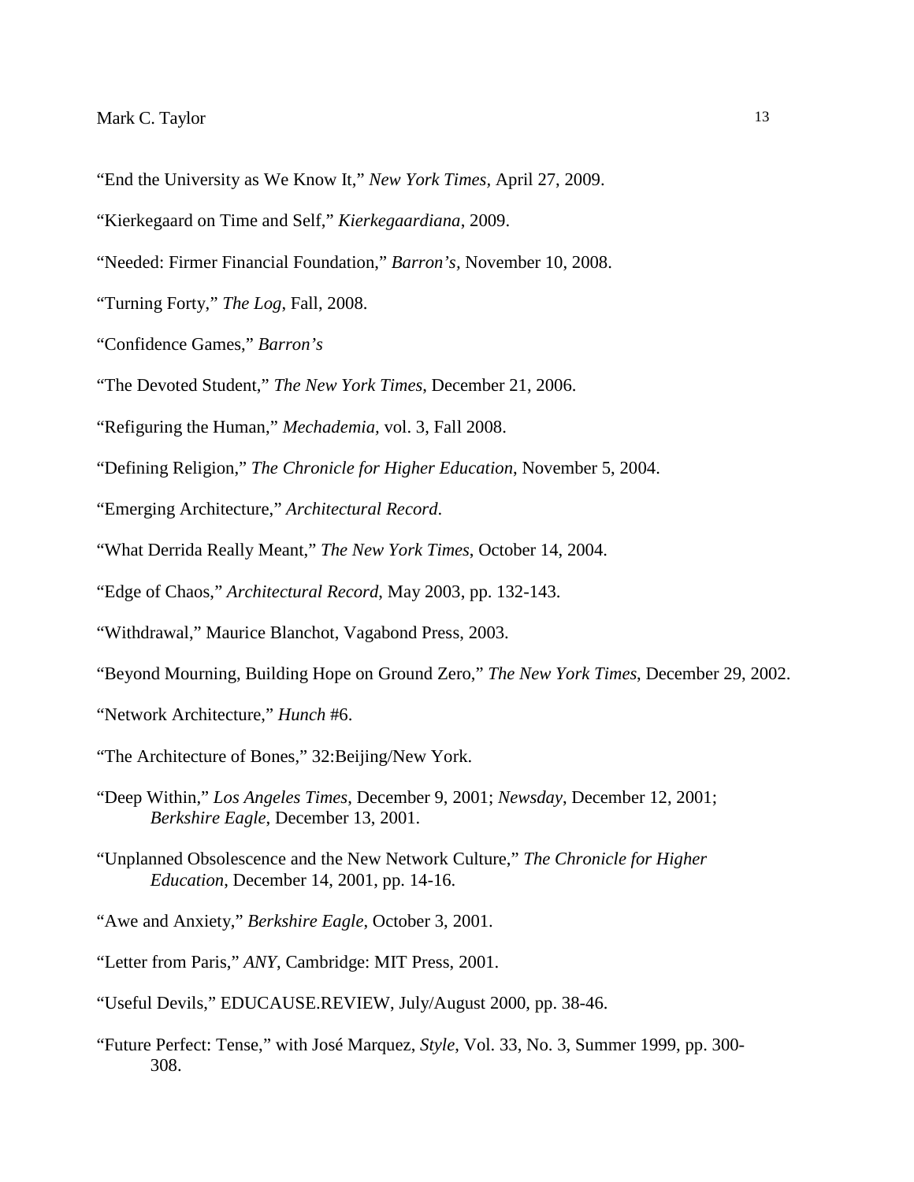"End the University as We Know It," *New York Times*, April 27, 2009.

"Kierkegaard on Time and Self," *Kierkegaardiana*, 2009.

"Needed: Firmer Financial Foundation," *Barron's,* November 10, 2008.

"Turning Forty," *The Log*, Fall, 2008.

"Confidence Games," *Barron's*

"The Devoted Student," *The New York Times*, December 21, 2006.

"Refiguring the Human," *Mechademia*, vol. 3, Fall 2008.

"Defining Religion," *The Chronicle for Higher Education*, November 5, 2004.

"Emerging Architecture," *Architectural Record*.

"What Derrida Really Meant," *The New York Times*, October 14, 2004.

"Edge of Chaos," *Architectural Record*, May 2003, pp. 132-143.

"Withdrawal," Maurice Blanchot, Vagabond Press, 2003.

"Beyond Mourning, Building Hope on Ground Zero," *The New York Times*, December 29, 2002.

"Network Architecture," *Hunch* #6.

"The Architecture of Bones," 32:Beijing/New York.

"Deep Within," *Los Angeles Times*, December 9, 2001; *Newsday*, December 12, 2001; *Berkshire Eagle*, December 13, 2001.

"Unplanned Obsolescence and the New Network Culture," *The Chronicle for Higher Education*, December 14, 2001, pp. 14-16.

"Awe and Anxiety," *Berkshire Eagle*, October 3, 2001.

"Letter from Paris," *ANY*, Cambridge: MIT Press, 2001.

"Useful Devils," EDUCAUSE.REVIEW, July/August 2000, pp. 38-46.

"Future Perfect: Tense," with José Marquez, *Style*, Vol. 33, No. 3, Summer 1999, pp. 300-308.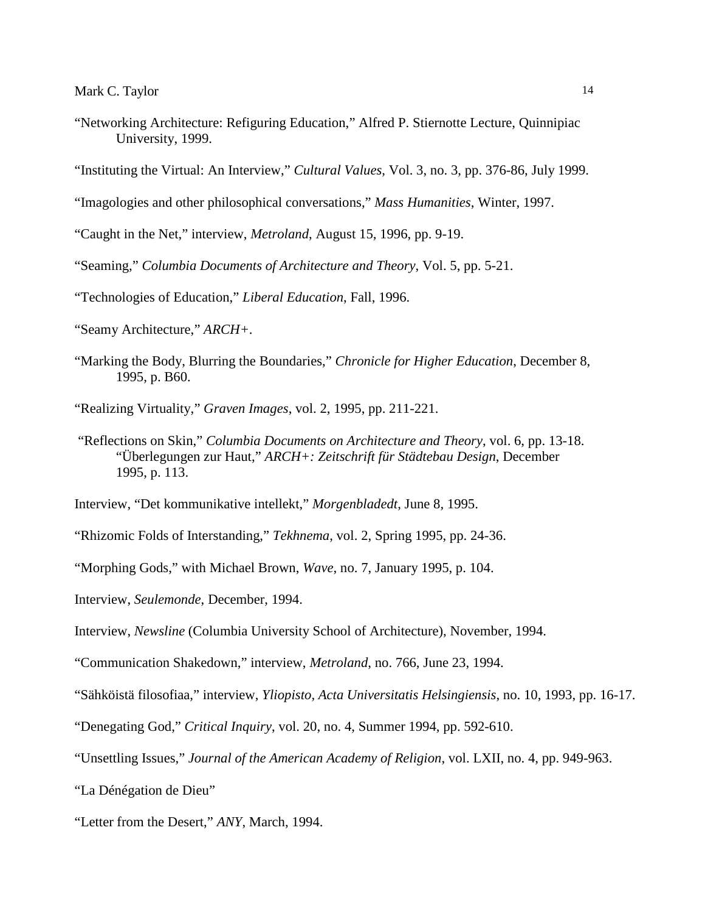"Networking Architecture: Refiguring Education," Alfred P. Stiernotte Lecture, Quinnipiac University, 1999.

"Instituting the Virtual: An Interview," *Cultural Values*, Vol. 3, no. 3, pp. 376-86, July 1999.

"Imagologies and other philosophical conversations," *Mass Humanities*, Winter, 1997.

"Caught in the Net," interview, *Metroland*, August 15, 1996, pp. 9-19.

"Seaming," *Columbia Documents of Architecture and Theory*, Vol. 5, pp. 5-21.

"Technologies of Education," *Liberal Education*, Fall, 1996.

"Seamy Architecture," *ARCH+*.

"Marking the Body, Blurring the Boundaries," *Chronicle for Higher Education*, December 8, 1995, p. B60.

"Realizing Virtuality," *Graven Images*, vol. 2, 1995, pp. 211-221.

"Reflections on Skin," *Columbia Documents on Architecture and Theory*, vol. 6, pp. 13-18. "Überlegungen zur Haut," *ARCH+: Zeitschrift für Städtebau Design*, December 1995, p. 113.

Interview, "Det kommunikative intellekt," *Morgenbladedt*, June 8, 1995.

"Rhizomic Folds of Interstanding," *Tekhnema*, vol. 2, Spring 1995, pp. 24-36.

"Morphing Gods," with Michael Brown, *Wave*, no. 7, January 1995, p. 104.

Interview, *Seulemonde*, December, 1994.

Interview, *Newsline* (Columbia University School of Architecture), November, 1994.

"Communication Shakedown," interview, *Metroland*, no. 766, June 23, 1994.

"Sähköistä filosofiaa," interview, *Yliopisto, Acta Universitatis Helsingiensis*, no. 10, 1993, pp. 16-17.

"Denegating God," *Critical Inquiry*, vol. 20, no. 4, Summer 1994, pp. 592-610.

"Unsettling Issues," *Journal of the American Academy of Religion*, vol. LXII, no. 4, pp. 949-963.

"La Dénégation de Dieu"

"Letter from the Desert," *ANY*, March, 1994.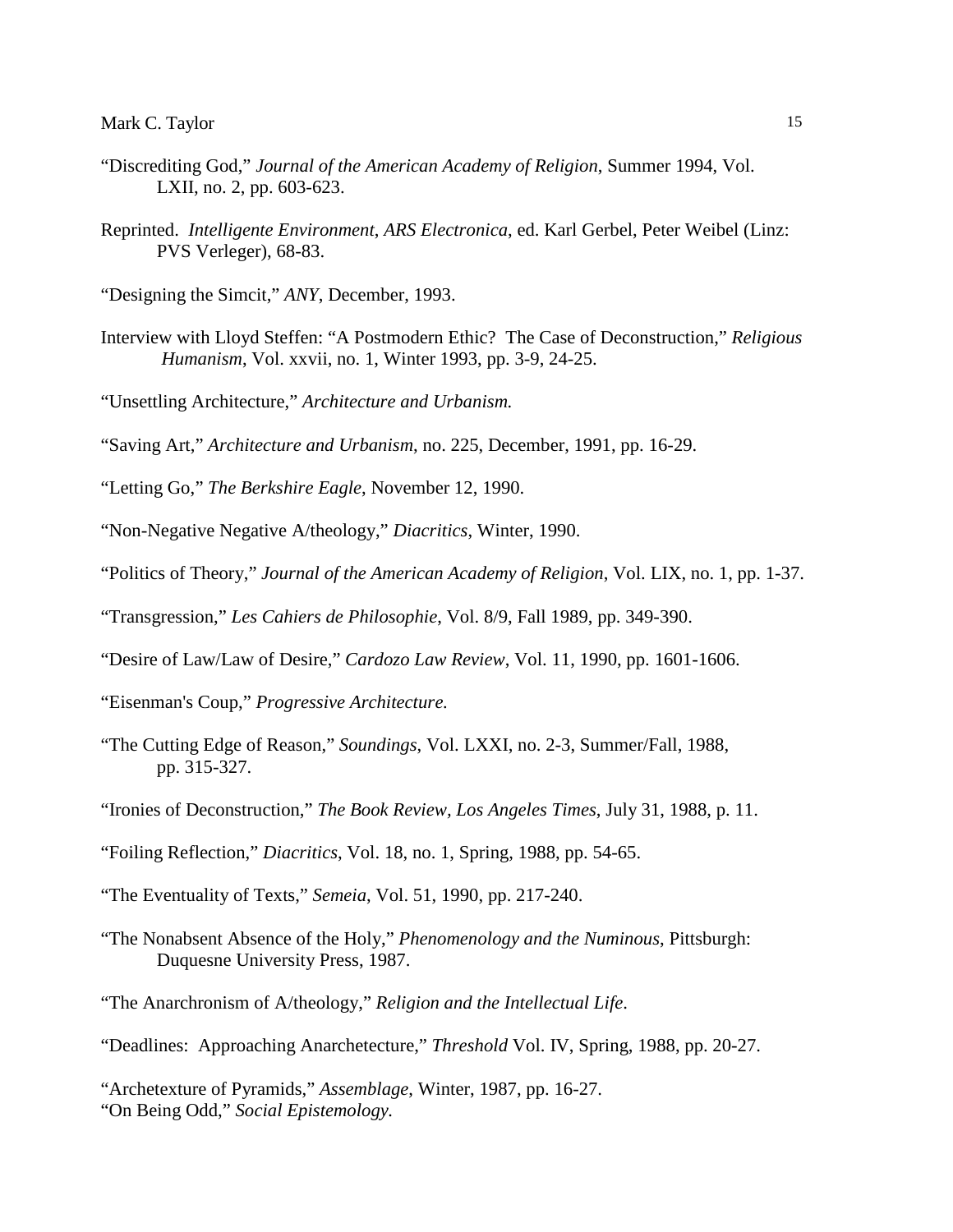"Discrediting God," *Journal of the American Academy of Religion*, Summer 1994, Vol. LXII, no. 2, pp. 603-623.

Reprinted. *Intelligente Environment*, *ARS Electronica*, ed. Karl Gerbel, Peter Weibel (Linz: PVS Verleger), 68-83.

"Designing the Simcit," *ANY*, December, 1993.

Interview with Lloyd Steffen: "A Postmodern Ethic? The Case of Deconstruction," *Religious Humanism*, Vol. xxvii, no. 1, Winter 1993, pp. 3-9, 24-25.

"Unsettling Architecture," *Architecture and Urbanism.*

"Saving Art," *Architecture and Urbanism*, no. 225, December, 1991, pp. 16-29.

"Letting Go," *The Berkshire Eagle*, November 12, 1990.

"Non-Negative Negative A/theology," *Diacritics*, Winter, 1990.

"Politics of Theory," *Journal of the American Academy of Religion*, Vol. LIX, no. 1, pp. 1-37.

"Transgression," *Les Cahiers de Philosophie*, Vol. 8/9, Fall 1989, pp. 349-390.

"Desire of Law/Law of Desire," *Cardozo Law Review*, Vol. 11, 1990, pp. 1601-1606.

"Eisenman's Coup," *Progressive Architecture.*

"The Cutting Edge of Reason," *Soundings*, Vol. LXXI, no. 2-3, Summer/Fall, 1988, pp. 315-327.

"Ironies of Deconstruction," *The Book Review, Los Angeles Times*, July 31, 1988, p. 11.

"Foiling Reflection," *Diacritics*, Vol. 18, no. 1, Spring, 1988, pp. 54-65.

"The Eventuality of Texts," *Semeia*, Vol. 51, 1990, pp. 217-240.

"The Nonabsent Absence of the Holy," *Phenomenology and the Numinous*, Pittsburgh: Duquesne University Press, 1987.

"The Anarchronism of A/theology," *Religion and the Intellectual Life*.

"Deadlines: Approaching Anarchetecture," *Threshold* Vol. IV, Spring, 1988, pp. 20-27.

"Archetexture of Pyramids," *Assemblage*, Winter, 1987, pp. 16-27.
"On Being Odd," *Social Epistemology.*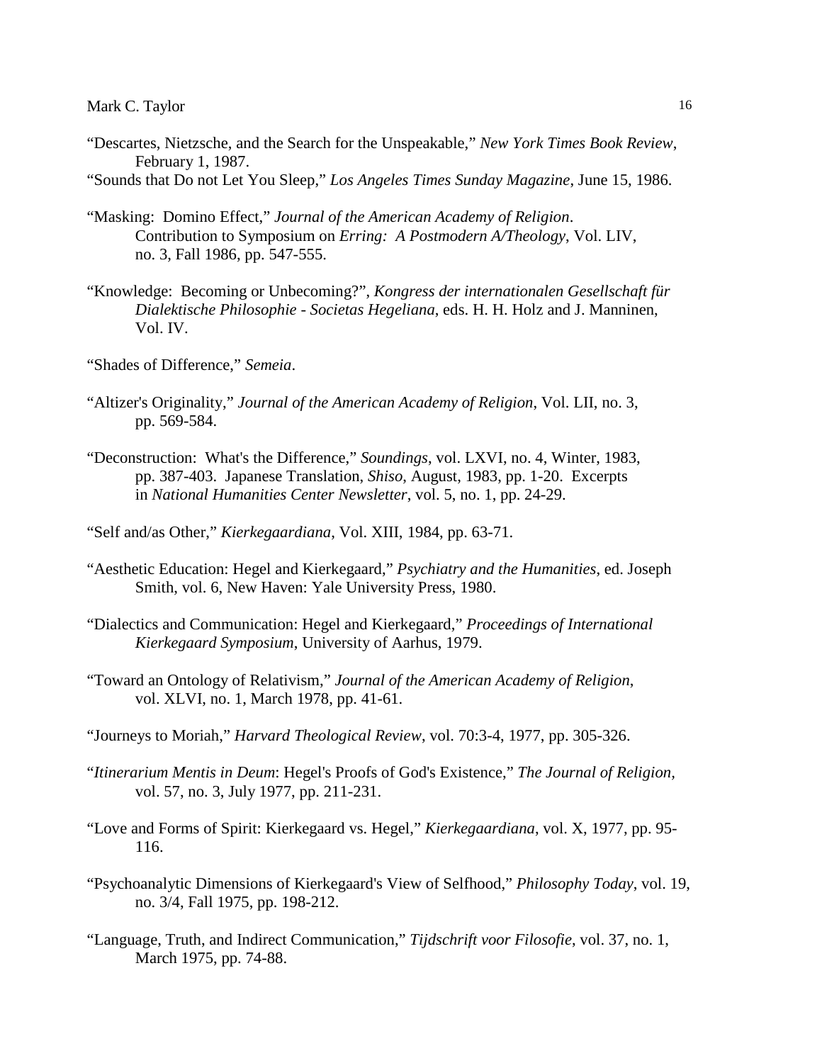"Descartes, Nietzsche, and the Search for the Unspeakable," *New York Times Book Review*, February 1, 1987.

"Sounds that Do not Let You Sleep," *Los Angeles Times Sunday Magazine*, June 15, 1986.

"Masking: Domino Effect," *Journal of the American Academy of Religion*. Contribution to Symposium on *Erring: A Postmodern A/Theology*, Vol. LIV, no. 3, Fall 1986, pp. 547-555.

"Knowledge: Becoming or Unbecoming?", *Kongress der internationalen Gesellschaft für Dialektische Philosophie - Societas Hegeliana*, eds. H. H. Holz and J. Manninen, Vol. IV.

"Shades of Difference," *Semeia*.

"Altizer's Originality," *Journal of the American Academy of Religion*, Vol. LII, no. 3, pp. 569-584.

"Deconstruction: What's the Difference," *Soundings*, vol. LXVI, no. 4, Winter, 1983, pp. 387-403. Japanese Translation, *Shiso*, August, 1983, pp. 1-20. Excerpts in *National Humanities Center Newsletter*, vol. 5, no. 1, pp. 24-29.

"Self and/as Other," *Kierkegaardiana*, Vol. XIII, 1984, pp. 63-71.

"Aesthetic Education: Hegel and Kierkegaard," *Psychiatry and the Humanities*, ed. Joseph Smith, vol. 6, New Haven: Yale University Press, 1980.

"Dialectics and Communication: Hegel and Kierkegaard," *Proceedings of International Kierkegaard Symposium*, University of Aarhus, 1979.

"Toward an Ontology of Relativism," *Journal of the American Academy of Religion*, vol. XLVI, no. 1, March 1978, pp. 41-61.

"Journeys to Moriah," *Harvard Theological Review*, vol. 70:3-4, 1977, pp. 305-326.

"*Itinerarium Mentis in Deum*: Hegel's Proofs of God's Existence," *The Journal of Religion,* vol. 57, no. 3, July 1977, pp. 211-231.

"Love and Forms of Spirit: Kierkegaard vs. Hegel," *Kierkegaardiana*, vol. X, 1977, pp. 95-116.

"Psychoanalytic Dimensions of Kierkegaard's View of Selfhood," *Philosophy Today*, vol. 19, no. 3/4, Fall 1975, pp. 198-212.

"Language, Truth, and Indirect Communication," *Tijdschrift voor Filosofie*, vol. 37, no. 1, March 1975, pp. 74-88.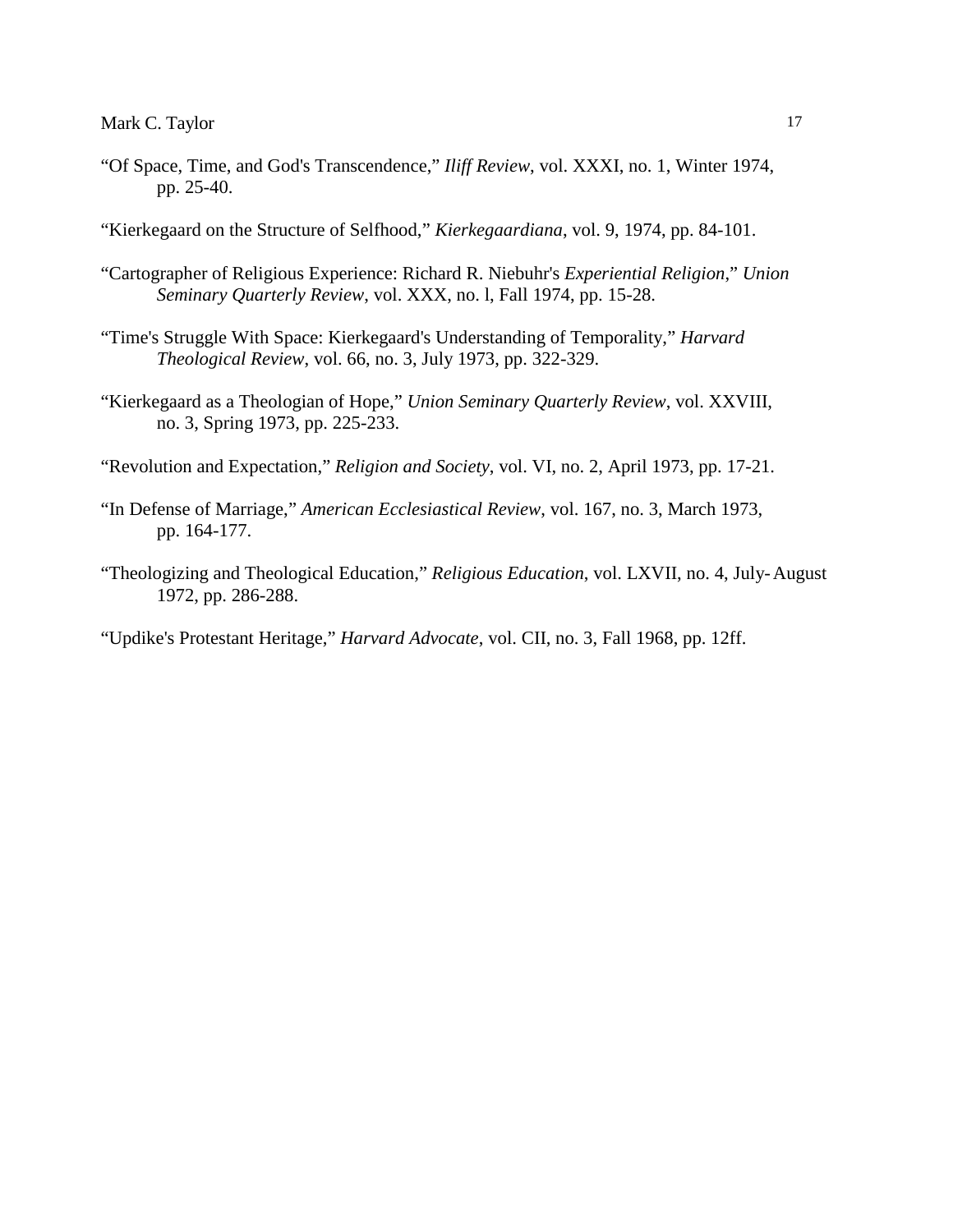“Of Space, Time, and God's Transcendence,” *Iliff Review*, vol. XXXI, no. 1, Winter 1974, pp. 25-40.

“Kierkegaard on the Structure of Selfhood,” *Kierkegaardiana*, vol. 9, 1974, pp. 84-101.

“Cartographer of Religious Experience: Richard R. Niebuhr's *Experiential Religion*,” *Union Seminary Quarterly Review*, vol. XXX, no. l, Fall 1974, pp. 15-28.

“Time's Struggle With Space: Kierkegaard's Understanding of Temporality,” *Harvard Theological Review*, vol. 66, no. 3, July 1973, pp. 322-329.

“Kierkegaard as a Theologian of Hope,” *Union Seminary Quarterly Review*, vol. XXVIII, no. 3, Spring 1973, pp. 225-233.

“Revolution and Expectation,” *Religion and Society*, vol. VI, no. 2, April 1973, pp. 17-21.

“In Defense of Marriage,” *American Ecclesiastical Review*, vol. 167, no. 3, March 1973, pp. 164-177.

“Theologizing and Theological Education,” *Religious Education*, vol. LXVII, no. 4, July-August 1972, pp. 286-288.

“Updike's Protestant Heritage,” *Harvard Advocate*, vol. CII, no. 3, Fall 1968, pp. 12ff.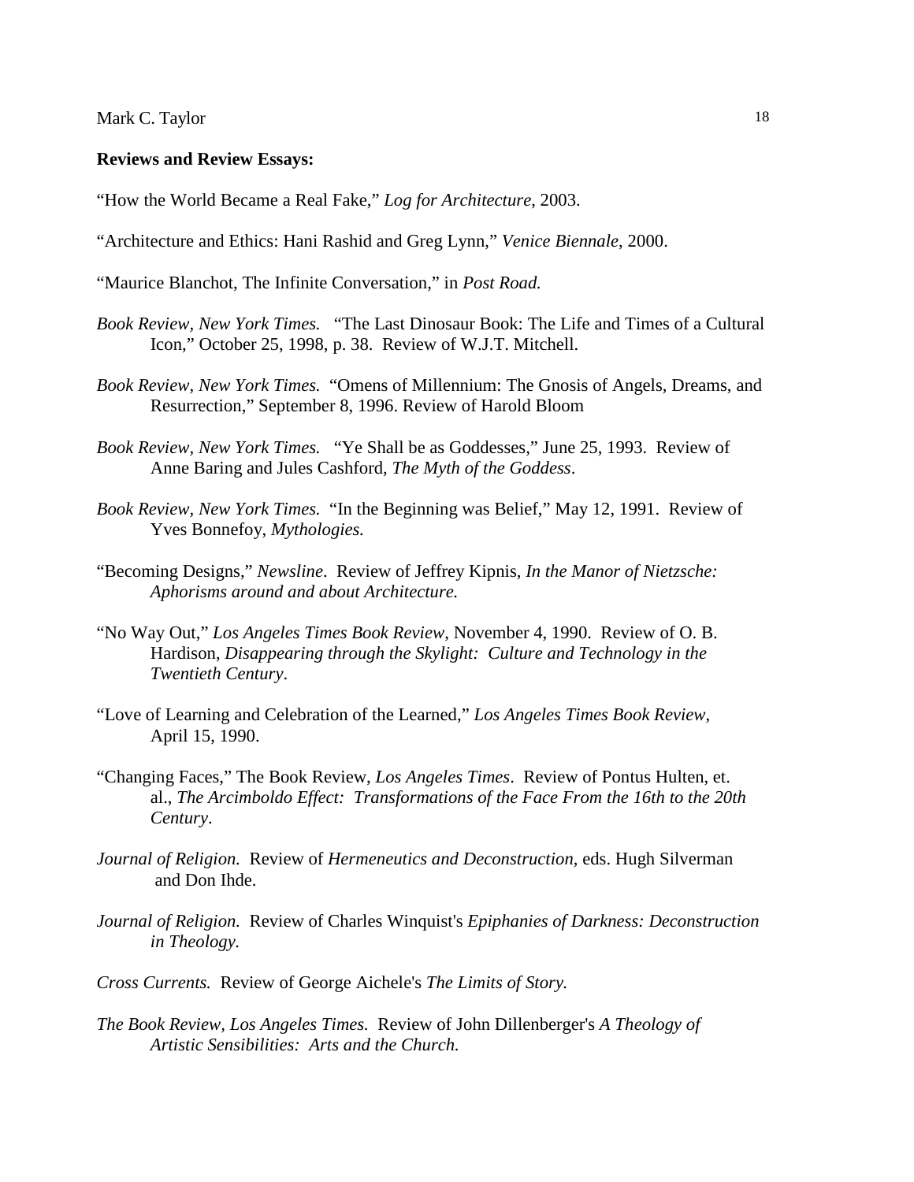**Reviews and Review Essays:**

"How the World Became a Real Fake," *Log for Architecture*, 2003.

"Architecture and Ethics: Hani Rashid and Greg Lynn," *Venice Biennale*, 2000.

"Maurice Blanchot, The Infinite Conversation," in *Post Road.*

*Book Review, New York Times.* "The Last Dinosaur Book: The Life and Times of a Cultural Icon," October 25, 1998, p. 38. Review of W.J.T. Mitchell.

*Book Review, New York Times.* "Omens of Millennium: The Gnosis of Angels, Dreams, and Resurrection," September 8, 1996. Review of Harold Bloom

*Book Review, New York Times.* "Ye Shall be as Goddesses," June 25, 1993. Review of Anne Baring and Jules Cashford, *The Myth of the Goddess*.

*Book Review, New York Times.* "In the Beginning was Belief," May 12, 1991. Review of Yves Bonnefoy, *Mythologies.*

"Becoming Designs," *Newsline*. Review of Jeffrey Kipnis, *In the Manor of Nietzsche: Aphorisms around and about Architecture.*

"No Way Out," *Los Angeles Times Book Review*, November 4, 1990. Review of O. B. Hardison, *Disappearing through the Skylight: Culture and Technology in the Twentieth Century*.

"Love of Learning and Celebration of the Learned," *Los Angeles Times Book Review*, April 15, 1990.

"Changing Faces," The Book Review, *Los Angeles Times*. Review of Pontus Hulten, et. al., *The Arcimboldo Effect: Transformations of the Face From the 16th to the 20th Century*.

*Journal of Religion.* Review of *Hermeneutics and Deconstruction*, eds. Hugh Silverman and Don Ihde.

*Journal of Religion.* Review of Charles Winquist's *Epiphanies of Darkness: Deconstruction in Theology.*

*Cross Currents.* Review of George Aichele's *The Limits of Story.*

*The Book Review, Los Angeles Times.* Review of John Dillenberger's *A Theology of Artistic Sensibilities: Arts and the Church.*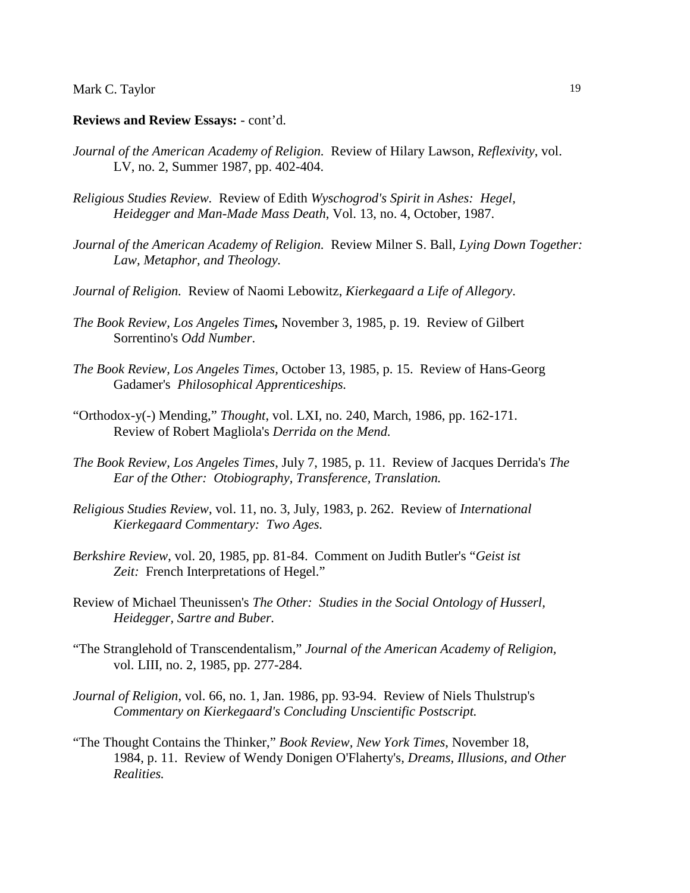**Reviews and Review Essays:** - cont'd.

*Journal of the American Academy of Religion.* Review of Hilary Lawson, *Reflexivity*, vol. LV, no. 2, Summer 1987, pp. 402-404.

*Religious Studies Review.* Review of Edith *Wyschogrod's Spirit in Ashes: Hegel, Heidegger and Man-Made Mass Death*, Vol. 13, no. 4, October, 1987.

*Journal of the American Academy of Religion.* Review Milner S. Ball, *Lying Down Together: Law, Metaphor, and Theology.*

*Journal of Religion.* Review of Naomi Lebowitz, *Kierkegaard a Life of Allegory*.

*The Book Review, Los Angeles Times***,** November 3, 1985, p. 19. Review of Gilbert Sorrentino's *Odd Number*.

*The Book Review, Los Angeles Times*, October 13, 1985, p. 15. Review of Hans-Georg Gadamer's *Philosophical Apprenticeships.*

"Orthodox-y(-) Mending," *Thought*, vol. LXI, no. 240, March, 1986, pp. 162-171. Review of Robert Magliola's *Derrida on the Mend.*

*The Book Review, Los Angeles Times*, July 7, 1985, p. 11. Review of Jacques Derrida's *The Ear of the Other: Otobiography, Transference, Translation.*

*Religious Studies Review*, vol. 11, no. 3, July, 1983, p. 262. Review of *International Kierkegaard Commentary: Two Ages.*

*Berkshire Review*, vol. 20, 1985, pp. 81-84. Comment on Judith Butler's "*Geist ist Zeit:* French Interpretations of Hegel."

Review of Michael Theunissen's *The Other: Studies in the Social Ontology of Husserl, Heidegger, Sartre and Buber.*

"The Stranglehold of Transcendentalism," *Journal of the American Academy of Religion,* vol. LIII, no. 2, 1985, pp. 277-284.

*Journal of Religion*, vol. 66, no. 1, Jan. 1986, pp. 93-94. Review of Niels Thulstrup's *Commentary on Kierkegaard's Concluding Unscientific Postscript.*

"The Thought Contains the Thinker," *Book Review, New York Times*, November 18, 1984, p. 11. Review of Wendy Donigen O'Flaherty's*, Dreams, Illusions, and Other Realities.*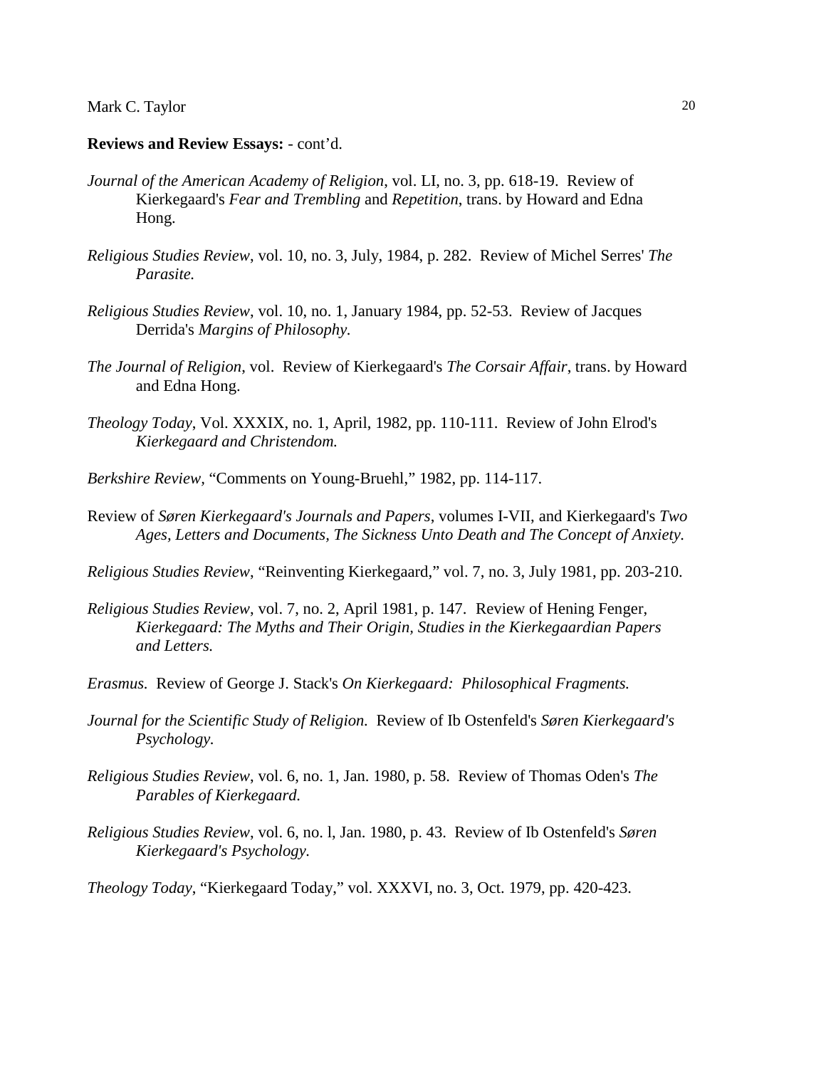**Reviews and Review Essays:** - cont'd.

*Journal of the American Academy of Religion*, vol. LI, no. 3, pp. 618-19. Review of Kierkegaard's *Fear and Trembling* and *Repetition*, trans. by Howard and Edna Hong.

*Religious Studies Review*, vol. 10, no. 3, July, 1984, p. 282. Review of Michel Serres' *The Parasite.*

*Religious Studies Review*, vol. 10, no. 1, January 1984, pp. 52-53. Review of Jacques Derrida's *Margins of Philosophy.*

*The Journal of Religion*, vol. Review of Kierkegaard's *The Corsair Affair*, trans. by Howard and Edna Hong.

*Theology Today*, Vol. XXXIX, no. 1, April, 1982, pp. 110-111. Review of John Elrod's *Kierkegaard and Christendom.*

*Berkshire Review*, "Comments on Young-Bruehl," 1982, pp. 114-117.

Review of *Søren Kierkegaard's Journals and Papers*, volumes I-VII, and Kierkegaard's *Two Ages, Letters and Documents, The Sickness Unto Death and The Concept of Anxiety.*

*Religious Studies Review*, "Reinventing Kierkegaard," vol. 7, no. 3, July 1981, pp. 203-210.

*Religious Studies Review*, vol. 7, no. 2, April 1981, p. 147. Review of Hening Fenger, *Kierkegaard: The Myths and Their Origin, Studies in the Kierkegaardian Papers and Letters.*

*Erasmus.* Review of George J. Stack's *On Kierkegaard: Philosophical Fragments.*

*Journal for the Scientific Study of Religion.* Review of Ib Ostenfeld's *Søren Kierkegaard's Psychology.*

*Religious Studies Review*, vol. 6, no. 1, Jan. 1980, p. 58. Review of Thomas Oden's *The Parables of Kierkegaard.*

*Religious Studies Review*, vol. 6, no. l, Jan. 1980, p. 43. Review of Ib Ostenfeld's *Søren Kierkegaard's Psychology.*

*Theology Today*, "Kierkegaard Today," vol. XXXVI, no. 3, Oct. 1979, pp. 420-423.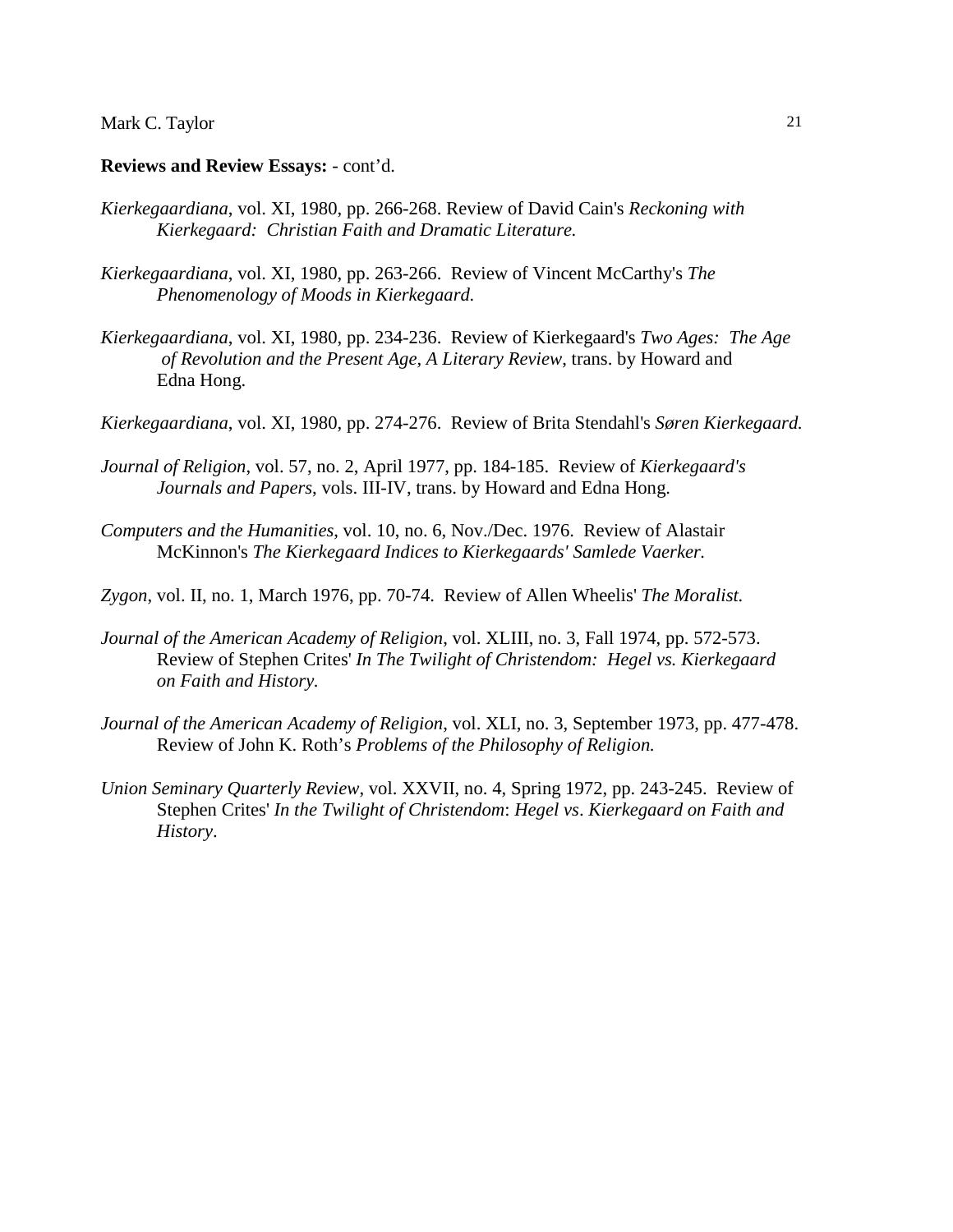**Reviews and Review Essays:** - cont'd.

*Kierkegaardiana*, vol. XI, 1980, pp. 266-268. Review of David Cain's *Reckoning with Kierkegaard: Christian Faith and Dramatic Literature.*

*Kierkegaardiana*, vol. XI, 1980, pp. 263-266. Review of Vincent McCarthy's *The Phenomenology of Moods in Kierkegaard.*

*Kierkegaardiana*, vol. XI, 1980, pp. 234-236. Review of Kierkegaard's *Two Ages: The Age of Revolution and the Present Age, A Literary Review*, trans. by Howard and Edna Hong.

*Kierkegaardiana*, vol. XI, 1980, pp. 274-276. Review of Brita Stendahl's *Søren Kierkegaard.*

*Journal of Religion*, vol. 57, no. 2, April 1977, pp. 184-185. Review of *Kierkegaard's Journals and Papers*, vols. III-IV, trans. by Howard and Edna Hong.

*Computers and the Humanities*, vol. 10, no. 6, Nov./Dec. 1976. Review of Alastair McKinnon's *The Kierkegaard Indices to Kierkegaards' Samlede Vaerker.*

*Zygon*, vol. II, no. 1, March 1976, pp. 70-74. Review of Allen Wheelis' *The Moralist.*

*Journal of the American Academy of Religion*, vol. XLIII, no. 3, Fall 1974, pp. 572-573. Review of Stephen Crites' *In The Twilight of Christendom: Hegel vs. Kierkegaard on Faith and History.*

*Journal of the American Academy of Religion*, vol. XLI, no. 3, September 1973, pp. 477-478. Review of John K. Roth's *Problems of the Philosophy of Religion.*

*Union Seminary Quarterly Review*, vol. XXVII, no. 4, Spring 1972, pp. 243-245. Review of Stephen Crites' *In the Twilight of Christendom*: *Hegel vs*. *Kierkegaard on Faith and History*.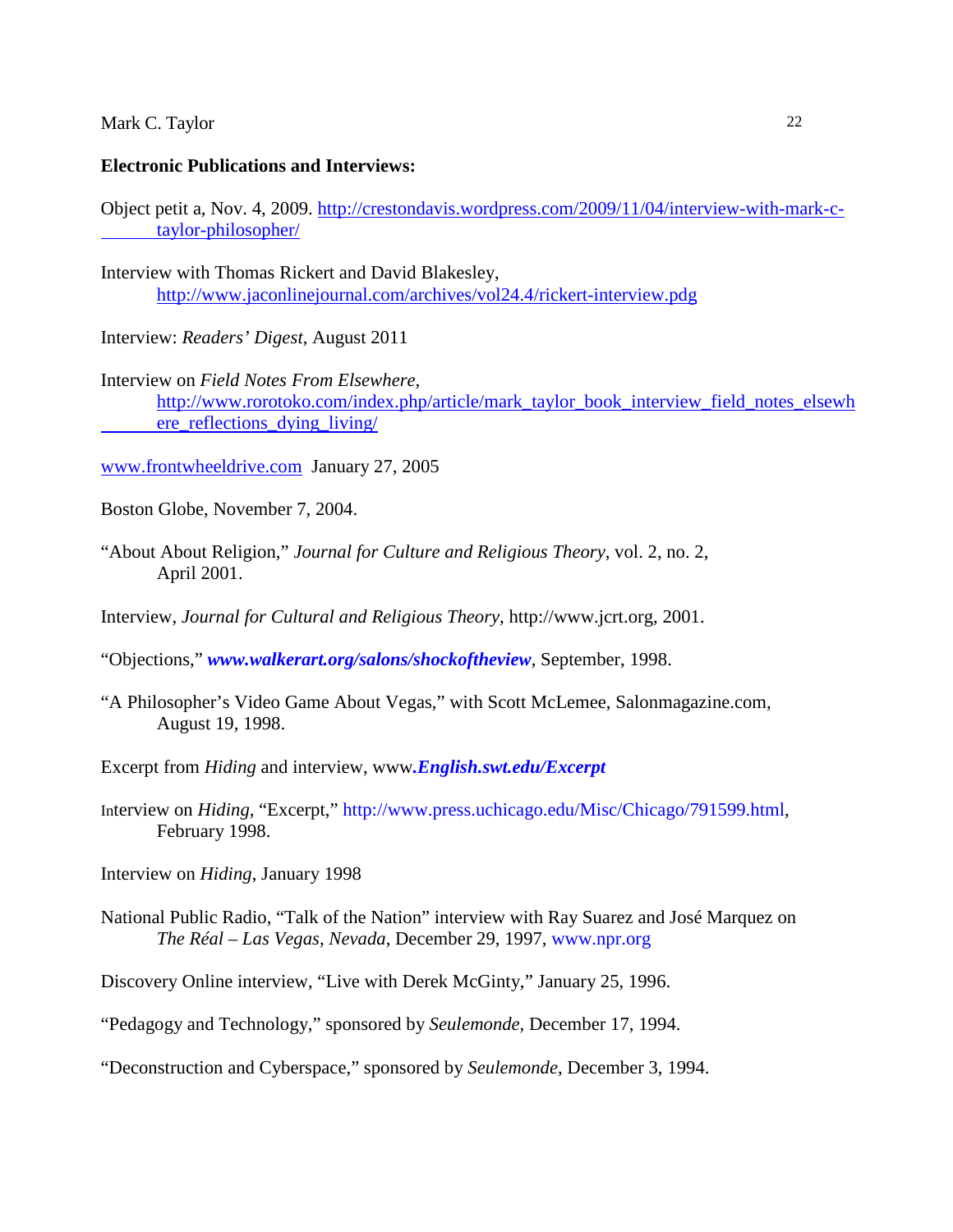**Electronic Publications and Interviews:**

Object petit a, Nov. 4, 2009. http://crestondavis.wordpress.com/2009/11/04/interview-with-mark-c-taylor-philosopher/

Interview with Thomas Rickert and David Blakesley, http://www.jaconlinejournal.com/archives/vol24.4/rickert-interview.pdg

Interview: *Readers' Digest*, August 2011

Interview on *Field Notes From Elsewhere*, http://www.rorotoko.com/index.php/article/mark_taylor_book_interview_field_notes_elsewhere_reflections_dying_living/

www.frontwheeldrive.com January 27, 2005

Boston Globe, November 7, 2004.

"About About Religion," *Journal for Culture and Religious Theory*, vol. 2, no. 2, April 2001.

Interview, *Journal for Cultural and Religious Theory*, http://www.jcrt.org, 2001.

"Objections," ***www.walkerart.org/salons/shockoftheview***, September, 1998.

"A Philosopher's Video Game About Vegas," with Scott McLemee, Salonmagazine.com, August 19, 1998.

Excerpt from *Hiding* and interview, www***.English.swt.edu/Excerpt***

Interview on *Hiding*, "Excerpt," http://www.press.uchicago.edu/Misc/Chicago/791599.html, February 1998.

Interview on *Hiding*, January 1998

National Public Radio, "Talk of the Nation" interview with Ray Suarez and José Marquez on *The Réal – Las Vegas, Nevada*, December 29, 1997, www.npr.org

Discovery Online interview, "Live with Derek McGinty," January 25, 1996.

"Pedagogy and Technology," sponsored by *Seulemonde*, December 17, 1994.

"Deconstruction and Cyberspace," sponsored by *Seulemonde*, December 3, 1994.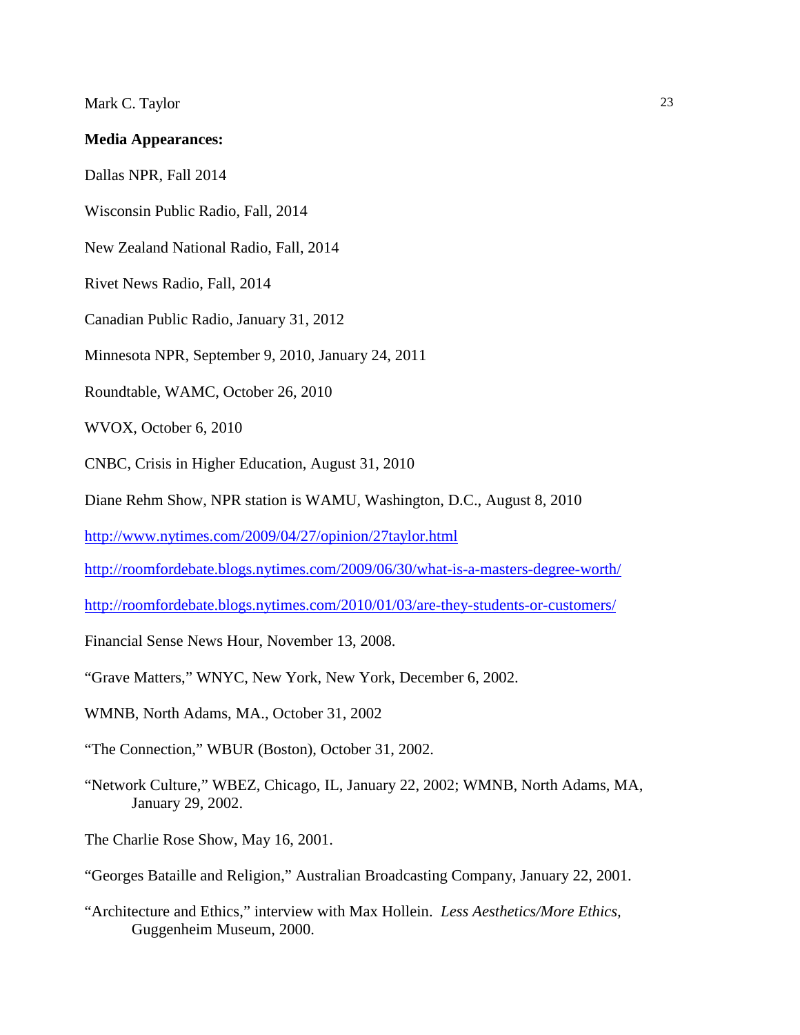**Media Appearances:**

Dallas NPR, Fall 2014

Wisconsin Public Radio, Fall, 2014

New Zealand National Radio, Fall, 2014

Rivet News Radio, Fall, 2014

Canadian Public Radio, January 31, 2012

Minnesota NPR, September 9, 2010, January 24, 2011

Roundtable, WAMC, October 26, 2010

WVOX, October 6, 2010

CNBC, Crisis in Higher Education, August 31, 2010

Diane Rehm Show, NPR station is WAMU, Washington, D.C., August 8, 2010

http://www.nytimes.com/2009/04/27/opinion/27taylor.html

http://roomfordebate.blogs.nytimes.com/2009/06/30/what-is-a-masters-degree-worth/

http://roomfordebate.blogs.nytimes.com/2010/01/03/are-they-students-or-customers/

Financial Sense News Hour, November 13, 2008.

"Grave Matters," WNYC, New York, New York, December 6, 2002.

WMNB, North Adams, MA., October 31, 2002

"The Connection," WBUR (Boston), October 31, 2002.

"Network Culture," WBEZ, Chicago, IL, January 22, 2002; WMNB, North Adams, MA, January 29, 2002.

The Charlie Rose Show, May 16, 2001.

"Georges Bataille and Religion," Australian Broadcasting Company, January 22, 2001.

"Architecture and Ethics," interview with Max Hollein. *Less Aesthetics/More Ethics*, Guggenheim Museum, 2000.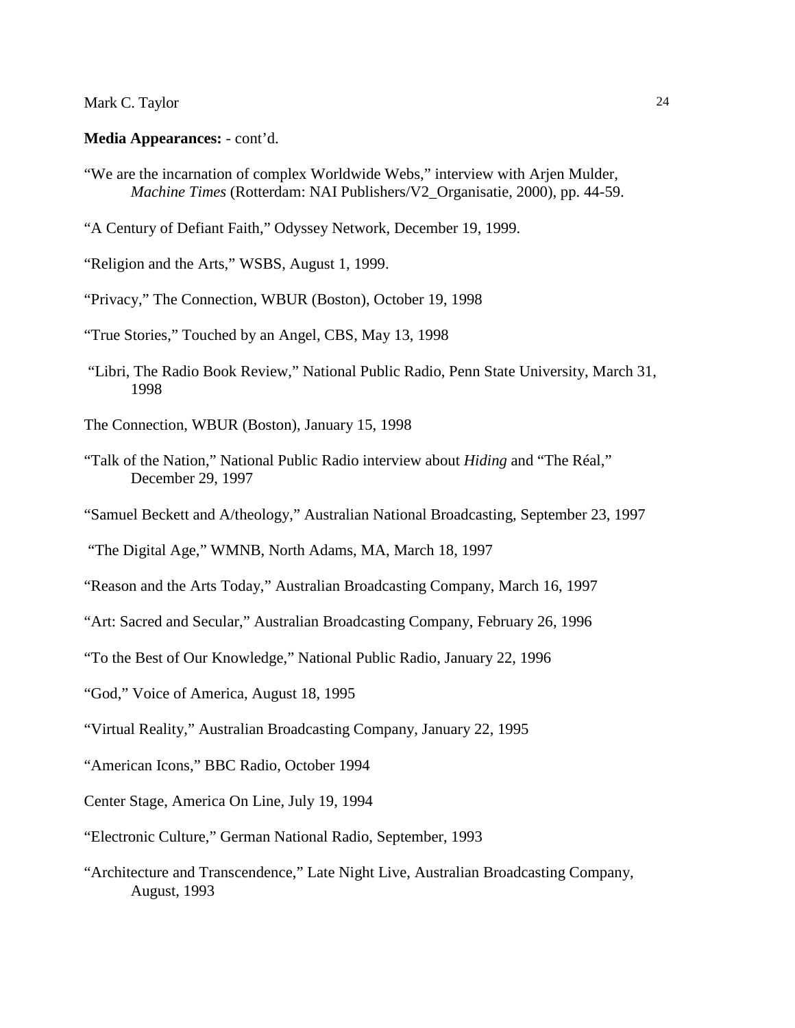**Media Appearances:** - cont'd.

"We are the incarnation of complex Worldwide Webs," interview with Arjen Mulder, *Machine Times* (Rotterdam: NAI Publishers/V2_Organisatie, 2000), pp. 44-59.

"A Century of Defiant Faith," Odyssey Network, December 19, 1999.

"Religion and the Arts," WSBS, August 1, 1999.

"Privacy," The Connection, WBUR (Boston), October 19, 1998

"True Stories," Touched by an Angel, CBS, May 13, 1998

"Libri, The Radio Book Review," National Public Radio, Penn State University, March 31, 1998

The Connection, WBUR (Boston), January 15, 1998

"Talk of the Nation," National Public Radio interview about *Hiding* and "The Réal," December 29, 1997

"Samuel Beckett and A/theology," Australian National Broadcasting, September 23, 1997

"The Digital Age," WMNB, North Adams, MA, March 18, 1997

"Reason and the Arts Today," Australian Broadcasting Company, March 16, 1997

"Art: Sacred and Secular," Australian Broadcasting Company, February 26, 1996

"To the Best of Our Knowledge," National Public Radio, January 22, 1996

"God," Voice of America, August 18, 1995

"Virtual Reality," Australian Broadcasting Company, January 22, 1995

"American Icons," BBC Radio, October 1994

Center Stage, America On Line, July 19, 1994

"Electronic Culture," German National Radio, September, 1993

"Architecture and Transcendence," Late Night Live, Australian Broadcasting Company, August, 1993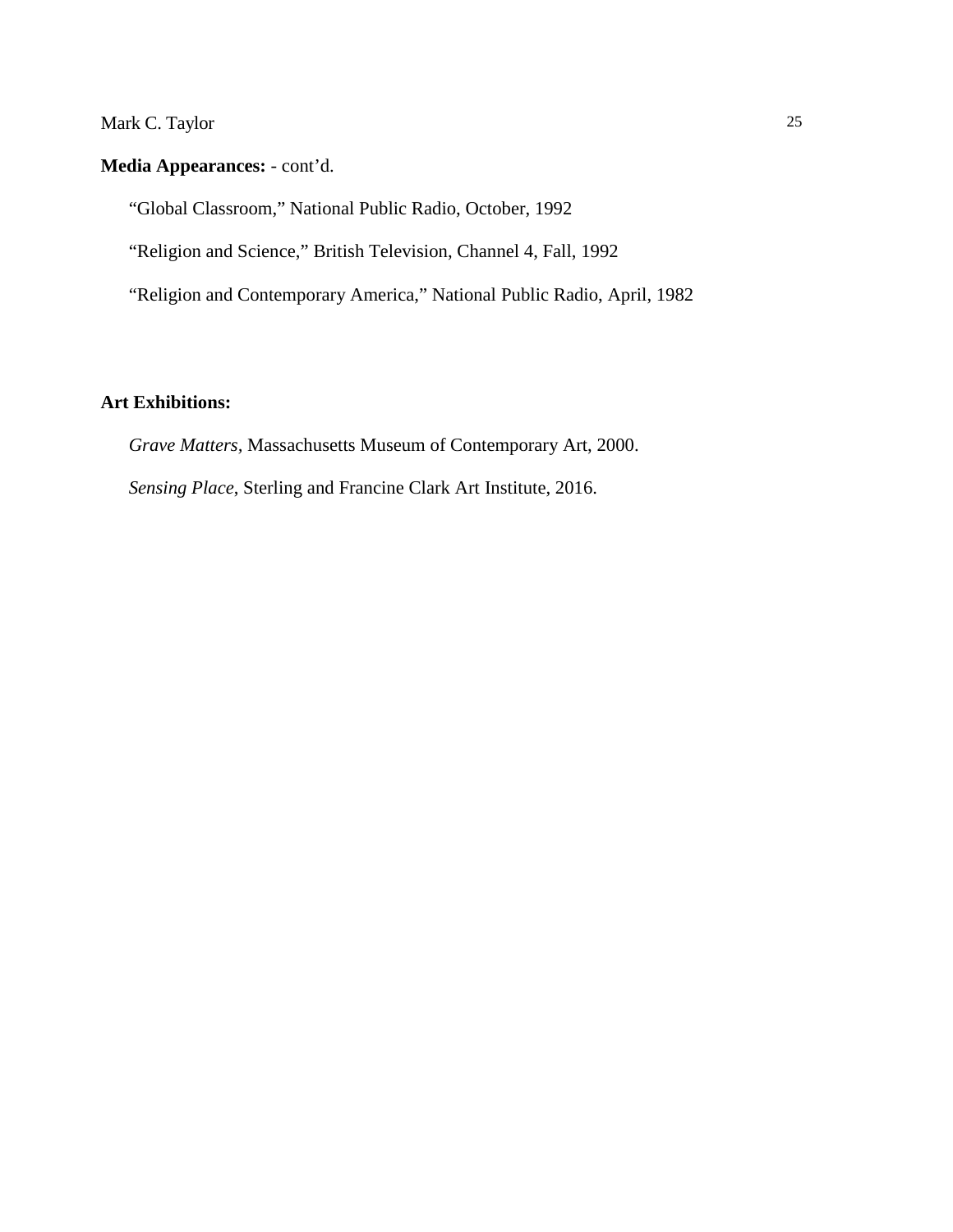**Media Appearances:** - cont'd.

"Global Classroom," National Public Radio, October, 1992

"Religion and Science," British Television, Channel 4, Fall, 1992

"Religion and Contemporary America," National Public Radio, April, 1982

**Art Exhibitions:**

*Grave Matters*, Massachusetts Museum of Contemporary Art, 2000.

*Sensing Place*, Sterling and Francine Clark Art Institute, 2016.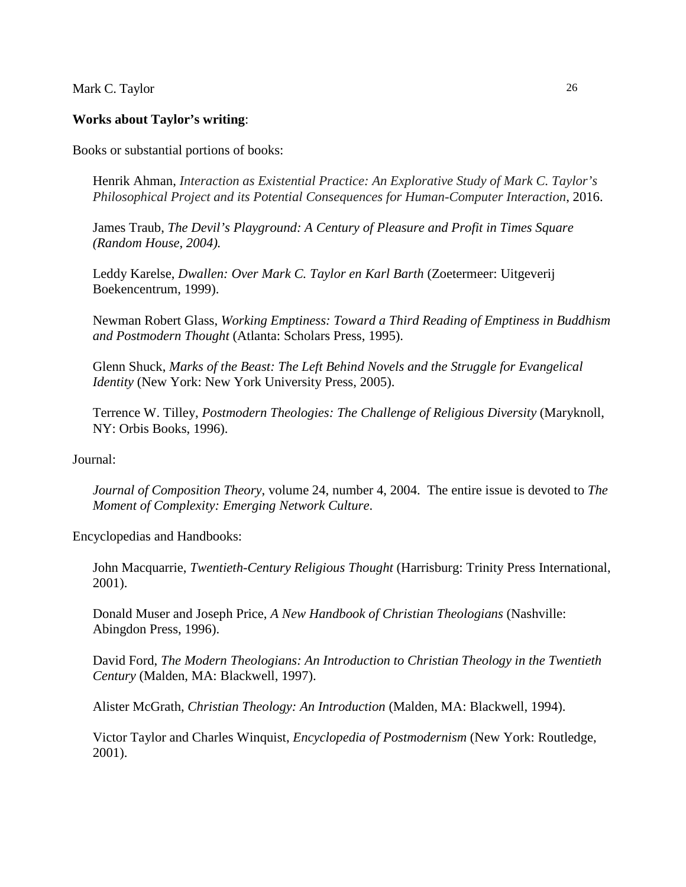**Works about Taylor's writing**:

Books or substantial portions of books:

Henrik Ahman, *Interaction as Existential Practice: An Explorative Study of Mark C. Taylor's Philosophical Project and its Potential Consequences for Human-Computer Interaction*, 2016.

James Traub, *The Devil's Playground: A Century of Pleasure and Profit in Times Square (Random House, 2004).*

Leddy Karelse, *Dwallen: Over Mark C. Taylor en Karl Barth* (Zoetermeer: Uitgeverij Boekencentrum, 1999).

Newman Robert Glass, *Working Emptiness: Toward a Third Reading of Emptiness in Buddhism and Postmodern Thought* (Atlanta: Scholars Press, 1995).

Glenn Shuck, *Marks of the Beast: The Left Behind Novels and the Struggle for Evangelical Identity* (New York: New York University Press, 2005).

Terrence W. Tilley, *Postmodern Theologies: The Challenge of Religious Diversity* (Maryknoll, NY: Orbis Books, 1996).

Journal:

*Journal of Composition Theory*, volume 24, number 4, 2004. The entire issue is devoted to *The Moment of Complexity: Emerging Network Culture*.

Encyclopedias and Handbooks:

John Macquarrie, *Twentieth-Century Religious Thought* (Harrisburg: Trinity Press International, 2001).

Donald Muser and Joseph Price, *A New Handbook of Christian Theologians* (Nashville: Abingdon Press, 1996).

David Ford, *The Modern Theologians: An Introduction to Christian Theology in the Twentieth Century* (Malden, MA: Blackwell, 1997).

Alister McGrath, *Christian Theology: An Introduction* (Malden, MA: Blackwell, 1994).

Victor Taylor and Charles Winquist, *Encyclopedia of Postmodernism* (New York: Routledge, 2001).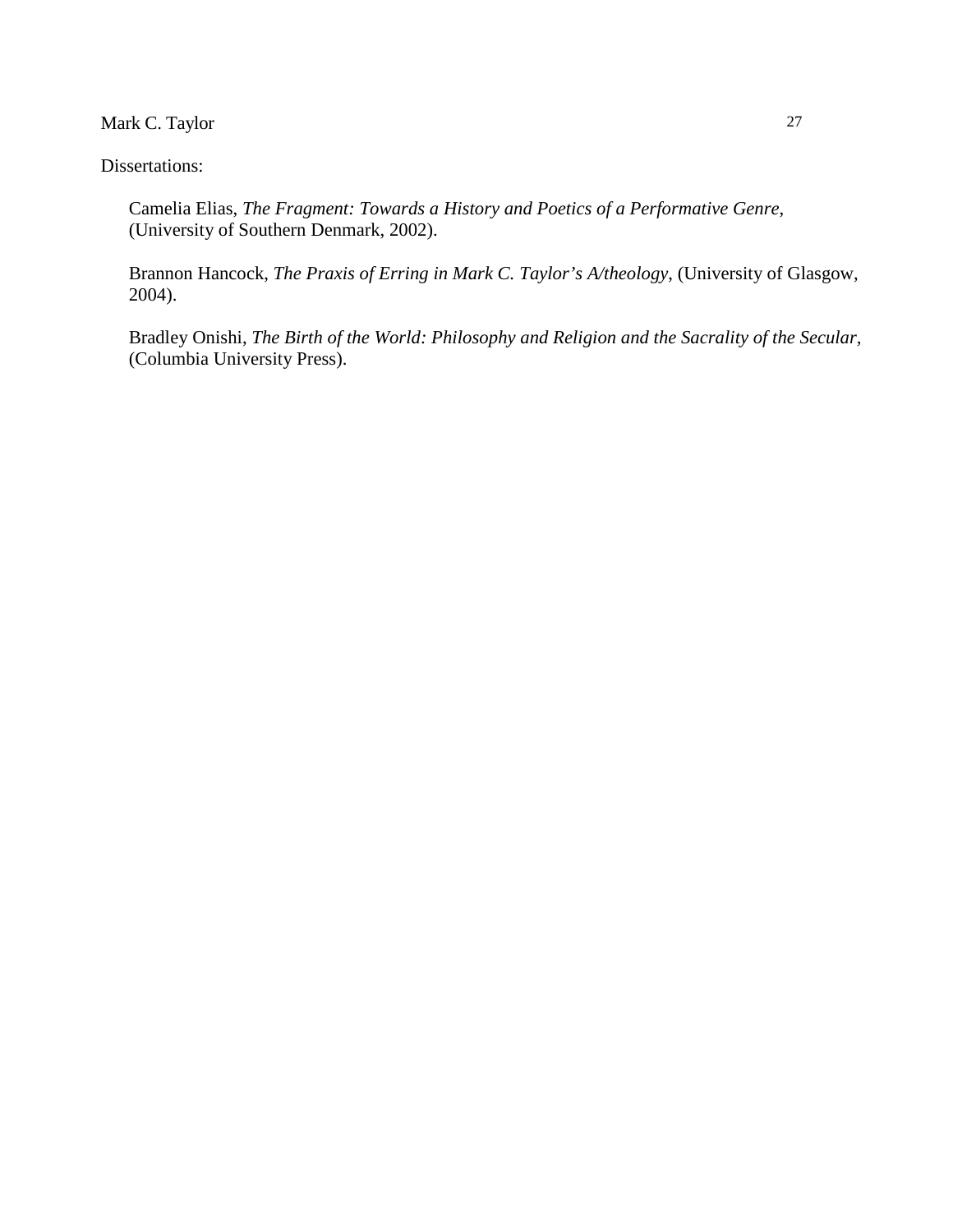Dissertations:

Camelia Elias, *The Fragment: Towards a History and Poetics of a Performative Genre*, (University of Southern Denmark, 2002).

Brannon Hancock, *The Praxis of Erring in Mark C. Taylor's A/theology*, (University of Glasgow, 2004).

Bradley Onishi, *The Birth of the World: Philosophy and Religion and the Sacrality of the Secular*, (Columbia University Press).